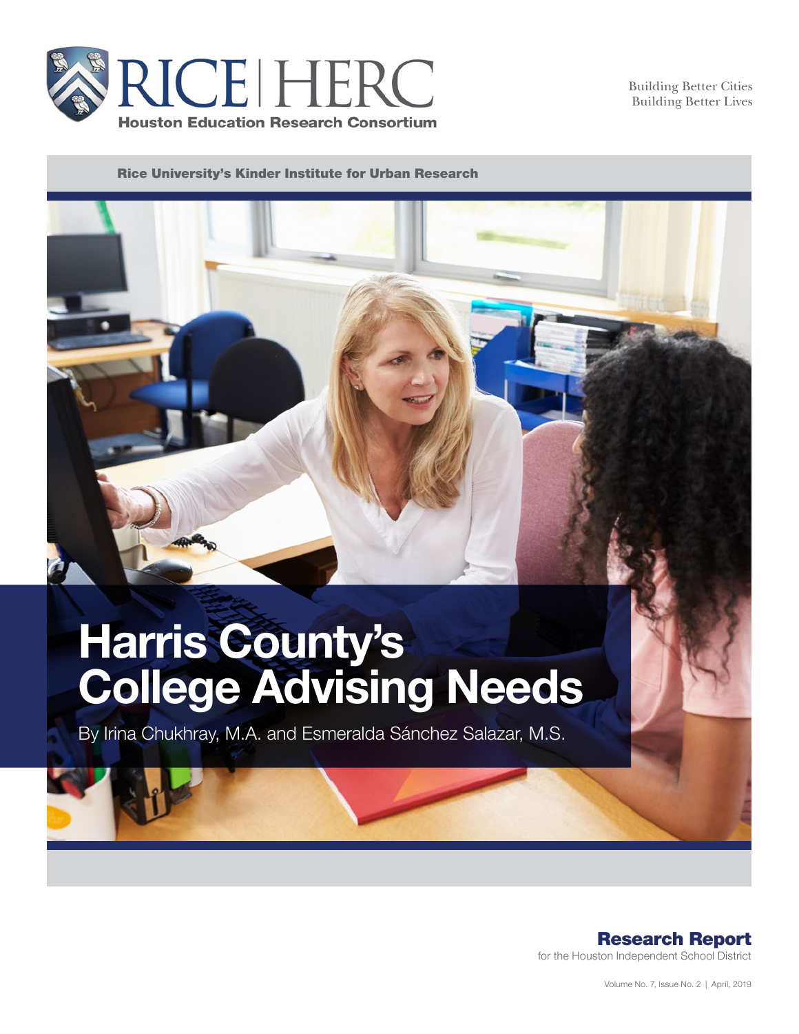RICE | HERC

Houston Education Research Consortium

Building Better Cities
Building Better Lives

Rice University's Kinder Institute for Urban Research

# Harris County's College Advising Needs

By Irina Chukhray, M.A. and Esmeralda Sánchez Salazar, M.S.

**Research Report**
for the Houston Independent School District

Volume No. 7, Issue No. 2 | April, 2019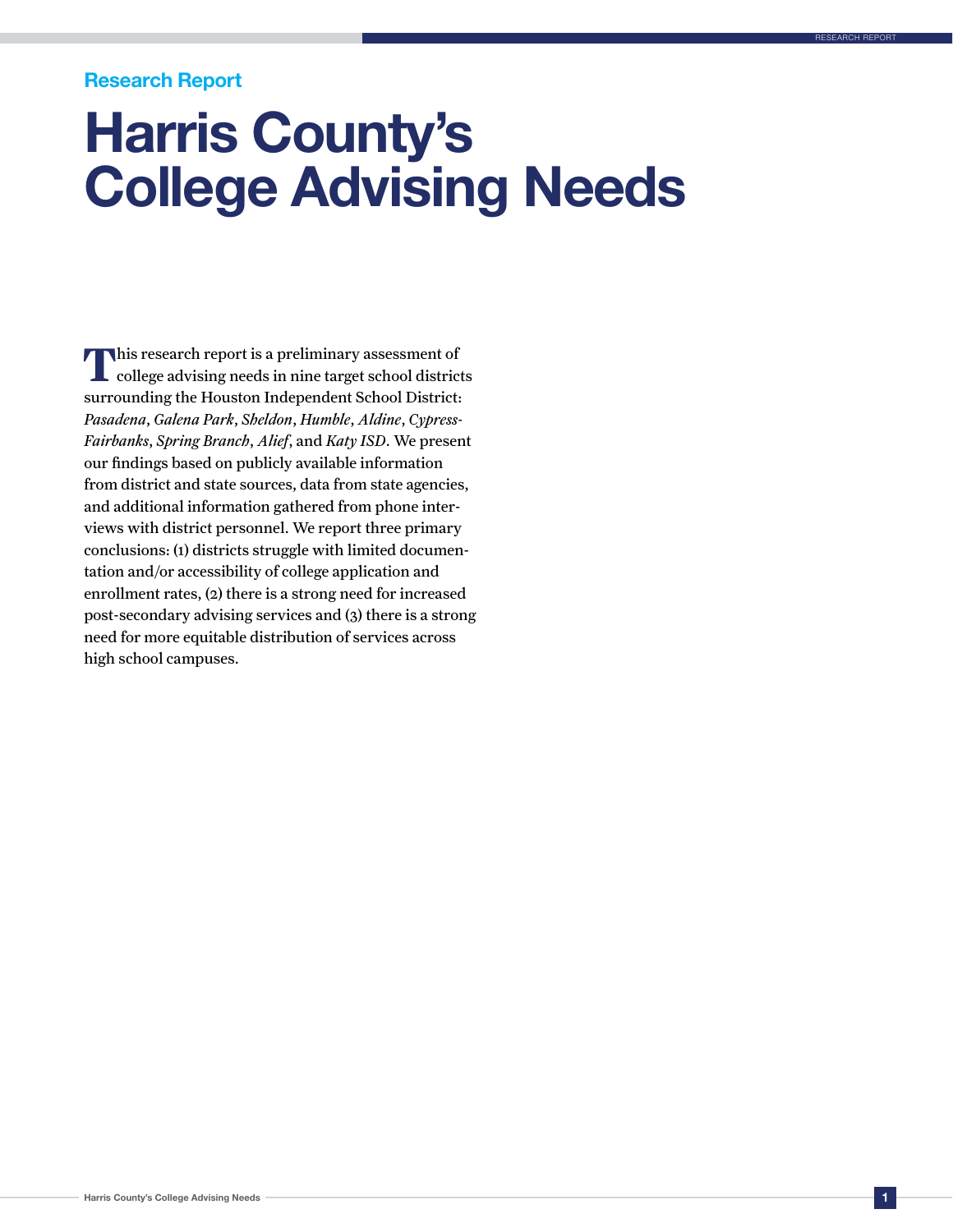Research Report

# Harris County's College Advising Needs

This research report is a preliminary assessment of college advising needs in nine target school districts surrounding the Houston Independent School District: *Pasadena*, *Galena Park*, *Sheldon*, *Humble*, *Aldine*, *Cypress-Fairbanks*, *Spring Branch*, *Alief*, and *Katy ISD*. We present our findings based on publicly available information from district and state sources, data from state agencies, and additional information gathered from phone interviews with district personnel. We report three primary conclusions: (1) districts struggle with limited documentation and/or accessibility of college application and enrollment rates, (2) there is a strong need for increased post-secondary advising services and (3) there is a strong need for more equitable distribution of services across high school campuses.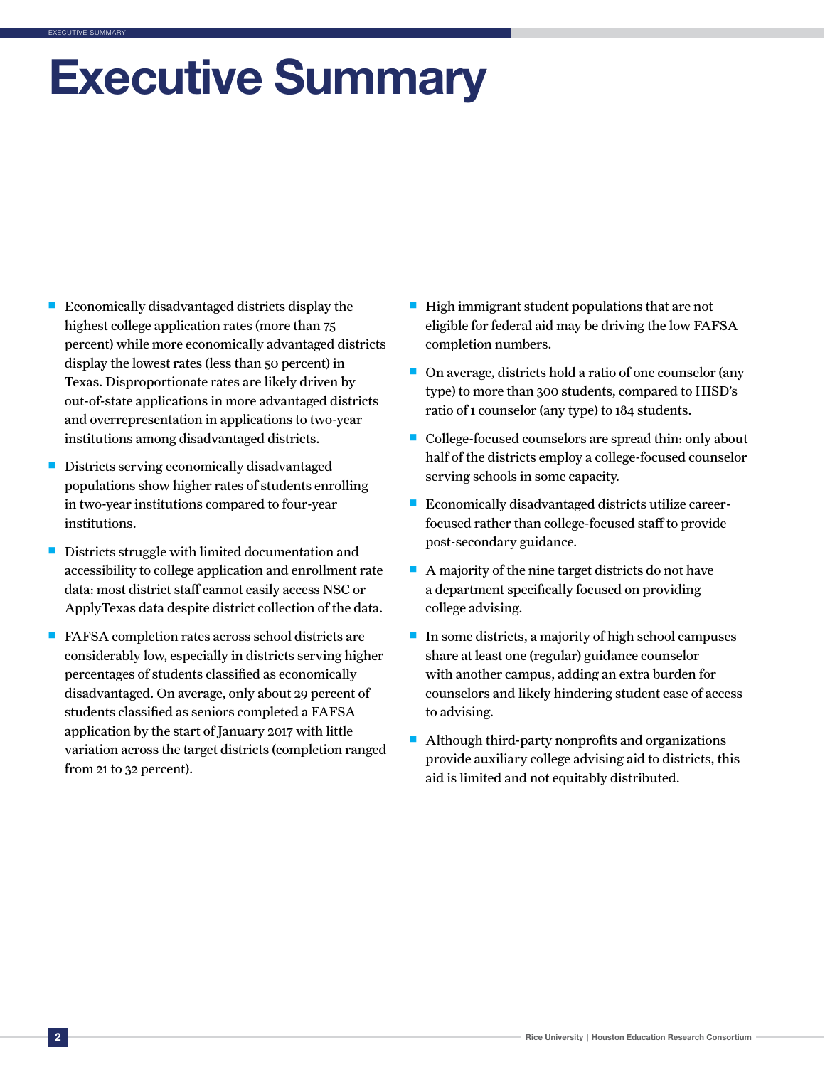# Executive Summary

- Economically disadvantaged districts display the highest college application rates (more than 75 percent) while more economically advantaged districts display the lowest rates (less than 50 percent) in Texas. Disproportionate rates are likely driven by out-of-state applications in more advantaged districts and overrepresentation in applications to two-year institutions among disadvantaged districts.
- Districts serving economically disadvantaged populations show higher rates of students enrolling in two-year institutions compared to four-year institutions.
- Districts struggle with limited documentation and accessibility to college application and enrollment rate data: most district staff cannot easily access NSC or ApplyTexas data despite district collection of the data.
- FAFSA completion rates across school districts are considerably low, especially in districts serving higher percentages of students classified as economically disadvantaged. On average, only about 29 percent of students classified as seniors completed a FAFSA application by the start of January 2017 with little variation across the target districts (completion ranged from 21 to 32 percent).
- High immigrant student populations that are not eligible for federal aid may be driving the low FAFSA completion numbers.
- On average, districts hold a ratio of one counselor (any type) to more than 300 students, compared to HISD's ratio of 1 counselor (any type) to 184 students.
- College-focused counselors are spread thin: only about half of the districts employ a college-focused counselor serving schools in some capacity.
- Economically disadvantaged districts utilize career-focused rather than college-focused staff to provide post-secondary guidance.
- A majority of the nine target districts do not have a department specifically focused on providing college advising.
- In some districts, a majority of high school campuses share at least one (regular) guidance counselor with another campus, adding an extra burden for counselors and likely hindering student ease of access to advising.
- Although third-party nonprofits and organizations provide auxiliary college advising aid to districts, this aid is limited and not equitably distributed.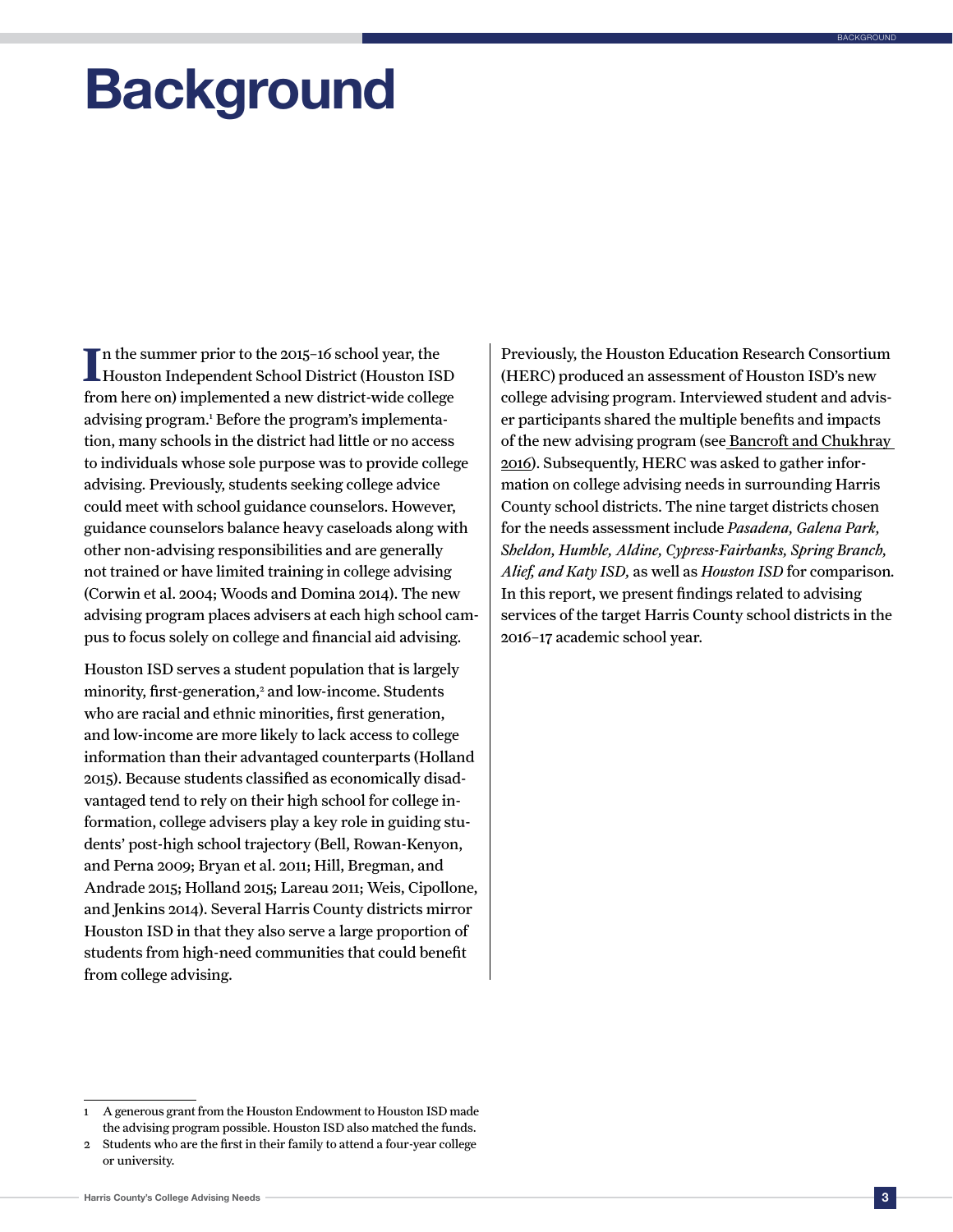# Background

In the summer prior to the 2015–16 school year, the Houston Independent School District (Houston ISD from here on) implemented a new district-wide college advising program.[1] Before the program's implementation, many schools in the district had little or no access to individuals whose sole purpose was to provide college advising. Previously, students seeking college advice could meet with school guidance counselors. However, guidance counselors balance heavy caseloads along with other non-advising responsibilities and are generally not trained or have limited training in college advising (Corwin et al. 2004; Woods and Domina 2014). The new advising program places advisers at each high school campus to focus solely on college and financial aid advising.

Houston ISD serves a student population that is largely minority, first-generation,[2] and low-income. Students who are racial and ethnic minorities, first generation, and low-income are more likely to lack access to college information than their advantaged counterparts (Holland 2015). Because students classified as economically disadvantaged tend to rely on their high school for college information, college advisers play a key role in guiding students' post-high school trajectory (Bell, Rowan-Kenyon, and Perna 2009; Bryan et al. 2011; Hill, Bregman, and Andrade 2015; Holland 2015; Lareau 2011; Weis, Cipollone, and Jenkins 2014). Several Harris County districts mirror Houston ISD in that they also serve a large proportion of students from high-need communities that could benefit from college advising.

Previously, the Houston Education Research Consortium (HERC) produced an assessment of Houston ISD's new college advising program. Interviewed student and adviser participants shared the multiple benefits and impacts of the new advising program (see Bancroft and Chukhray 2016). Subsequently, HERC was asked to gather information on college advising needs in surrounding Harris County school districts. The nine target districts chosen for the needs assessment include *Pasadena, Galena Park, Sheldon, Humble, Aldine, Cypress-Fairbanks, Spring Branch, Alief, and Katy ISD,* as well as *Houston ISD* for comparison. In this report, we present findings related to advising services of the target Harris County school districts in the 2016–17 academic school year.

---

1 A generous grant from the Houston Endowment to Houston ISD made the advising program possible. Houston ISD also matched the funds.

2 Students who are the first in their family to attend a four-year college or university.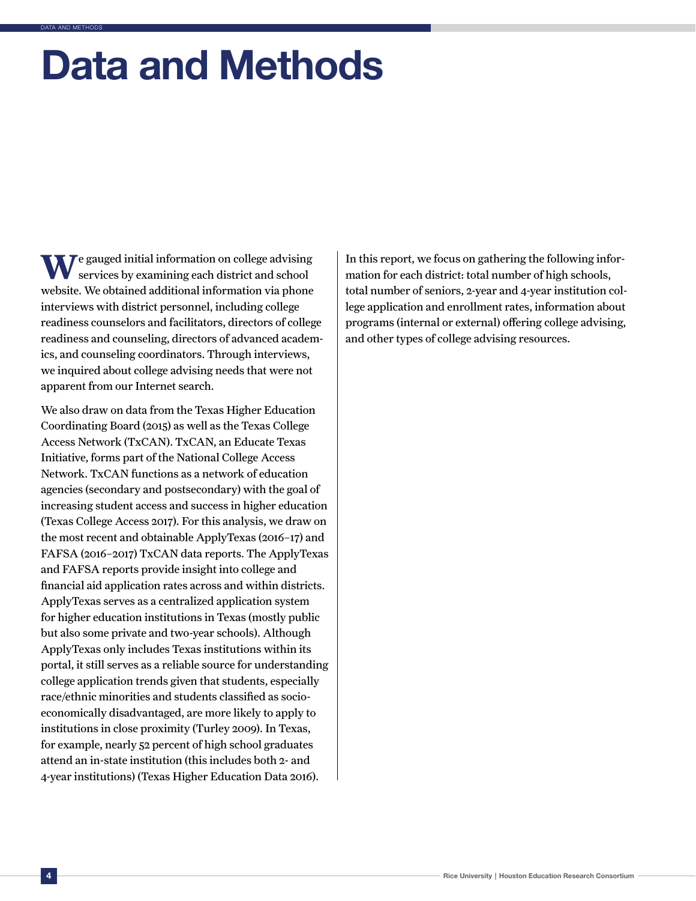# Data and Methods

We gauged initial information on college advising services by examining each district and school website. We obtained additional information via phone interviews with district personnel, including college readiness counselors and facilitators, directors of college readiness and counseling, directors of advanced academics, and counseling coordinators. Through interviews, we inquired about college advising needs that were not apparent from our Internet search.

We also draw on data from the Texas Higher Education Coordinating Board (2015) as well as the Texas College Access Network (TxCAN). TxCAN, an Educate Texas Initiative, forms part of the National College Access Network. TxCAN functions as a network of education agencies (secondary and postsecondary) with the goal of increasing student access and success in higher education (Texas College Access 2017). For this analysis, we draw on the most recent and obtainable ApplyTexas (2016–17) and FAFSA (2016–2017) TxCAN data reports. The ApplyTexas and FAFSA reports provide insight into college and financial aid application rates across and within districts. ApplyTexas serves as a centralized application system for higher education institutions in Texas (mostly public but also some private and two-year schools). Although ApplyTexas only includes Texas institutions within its portal, it still serves as a reliable source for understanding college application trends given that students, especially race/ethnic minorities and students classified as socioeconomically disadvantaged, are more likely to apply to institutions in close proximity (Turley 2009). In Texas, for example, nearly 52 percent of high school graduates attend an in-state institution (this includes both 2- and 4-year institutions) (Texas Higher Education Data 2016).

In this report, we focus on gathering the following information for each district: total number of high schools, total number of seniors, 2-year and 4-year institution college application and enrollment rates, information about programs (internal or external) offering college advising, and other types of college advising resources.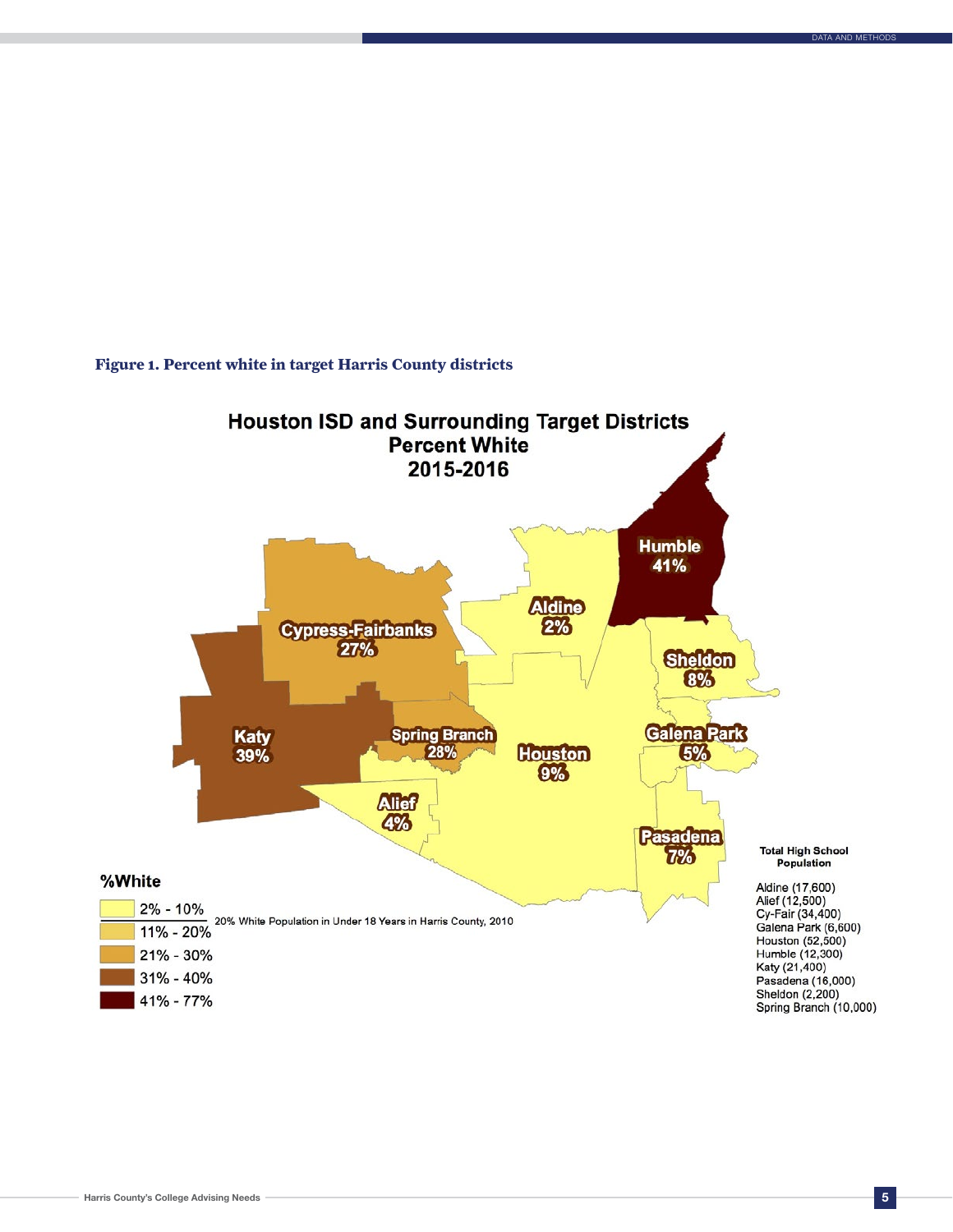**Figure 1. Percent white in target Harris County districts**

Houston ISD and Surrounding Target Districts
Percent White
2015-2016

Humble 41%
Aldine 2%
Cypress-Fairbanks 27%
Sheldon 8%
Katy 39%
Spring Branch 28%
Houston 9%
Galena Park 5%
Alief 4%
Pasadena 7%

%White

- 2% - 10%
- 11% - 20%
- 21% - 30%
- 31% - 40%
- 41% - 77%

20% White Population in Under 18 Years in Harris County, 2010

Total High School Population

Aldine (17,600)
Alief (12,500)
Cy-Fair (34,400)
Galena Park (6,600)
Houston (52,500)
Humble (12,300)
Katy (21,400)
Pasadena (16,000)
Sheldon (2,200)
Spring Branch (10,000)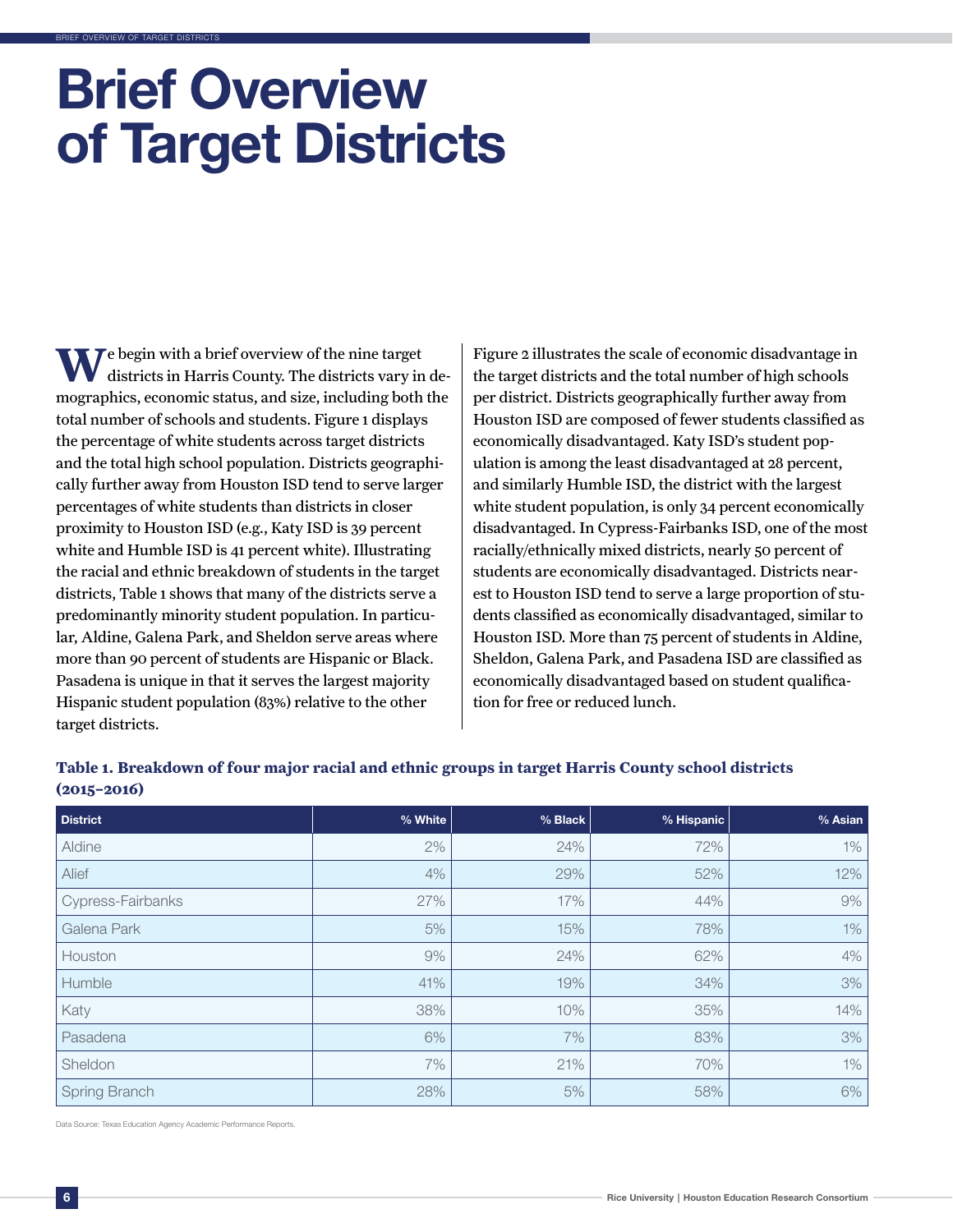# Brief Overview of Target Districts

We begin with a brief overview of the nine target districts in Harris County. The districts vary in demographics, economic status, and size, including both the total number of schools and students. Figure 1 displays the percentage of white students across target districts and the total high school population. Districts geographically further away from Houston ISD tend to serve larger percentages of white students than districts in closer proximity to Houston ISD (e.g., Katy ISD is 39 percent white and Humble ISD is 41 percent white). Illustrating the racial and ethnic breakdown of students in the target districts, Table 1 shows that many of the districts serve a predominantly minority student population. In particular, Aldine, Galena Park, and Sheldon serve areas where more than 90 percent of students are Hispanic or Black. Pasadena is unique in that it serves the largest majority Hispanic student population (83%) relative to the other target districts.

Figure 2 illustrates the scale of economic disadvantage in the target districts and the total number of high schools per district. Districts geographically further away from Houston ISD are composed of fewer students classified as economically disadvantaged. Katy ISD's student population is among the least disadvantaged at 28 percent, and similarly Humble ISD, the district with the largest white student population, is only 34 percent economically disadvantaged. In Cypress-Fairbanks ISD, one of the most racially/ethnically mixed districts, nearly 50 percent of students are economically disadvantaged. Districts nearest to Houston ISD tend to serve a large proportion of students classified as economically disadvantaged, similar to Houston ISD. More than 75 percent of students in Aldine, Sheldon, Galena Park, and Pasadena ISD are classified as economically disadvantaged based on student qualification for free or reduced lunch.

**Table 1. Breakdown of four major racial and ethnic groups in target Harris County school districts (2015–2016)**

| District | % White | % Black | % Hispanic | % Asian |
|---|---|---|---|---|
| Aldine | 2% | 24% | 72% | 1% |
| Alief | 4% | 29% | 52% | 12% |
| Cypress-Fairbanks | 27% | 17% | 44% | 9% |
| Galena Park | 5% | 15% | 78% | 1% |
| Houston | 9% | 24% | 62% | 4% |
| Humble | 41% | 19% | 34% | 3% |
| Katy | 38% | 10% | 35% | 14% |
| Pasadena | 6% | 7% | 83% | 3% |
| Sheldon | 7% | 21% | 70% | 1% |
| Spring Branch | 28% | 5% | 58% | 6% |

Data Source: Texas Education Agency Academic Performance Reports.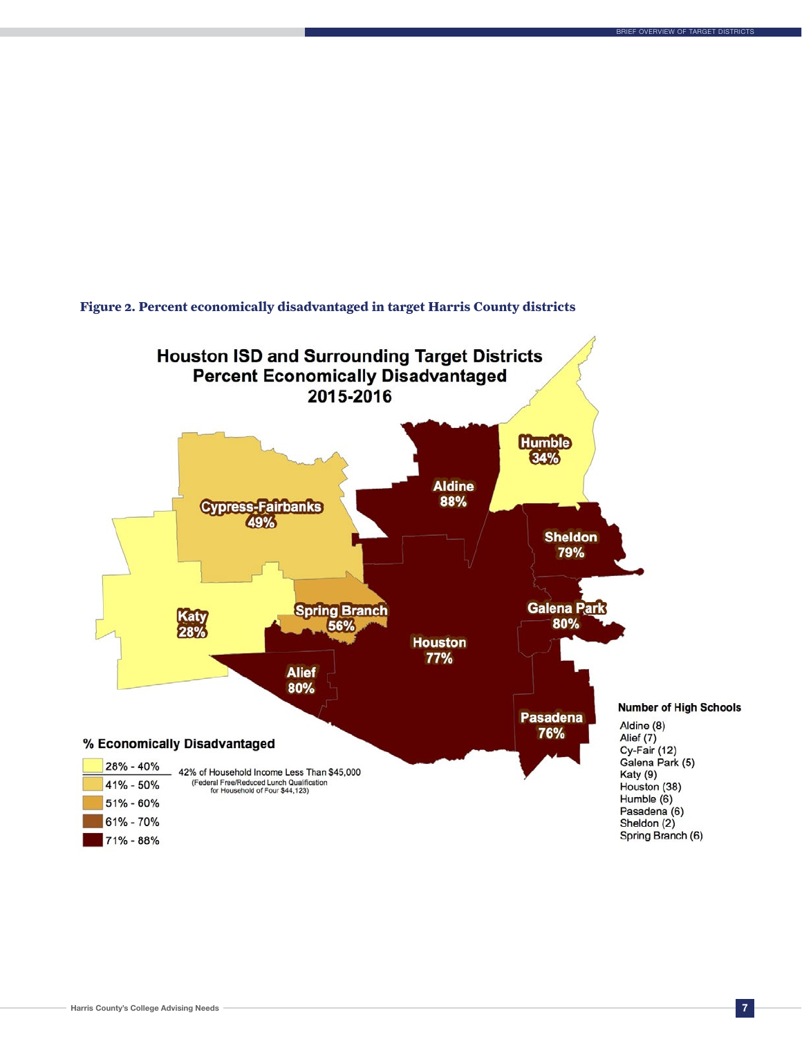**Figure 2. Percent economically disadvantaged in target Harris County districts**

## Houston ISD and Surrounding Target Districts Percent Economically Disadvantaged 2015-2016

| District | % Economically Disadvantaged |
| --- | --- |
| Humble | 34% |
| Aldine | 88% |
| Cypress-Fairbanks | 49% |
| Sheldon | 79% |
| Katy | 28% |
| Spring Branch | 56% |
| Galena Park | 80% |
| Houston | 77% |
| Alief | 80% |
| Pasadena | 76% |

**% Economically Disadvantaged**

- 28% - 40%
- 41% - 50%
- 51% - 60%
- 61% - 70%
- 71% - 88%

42% of Household Income Less Than $45,000
(Federal Free/Reduced Lunch Qualification for Household of Four $44,123)

**Number of High Schools**

- Aldine (8)
- Alief (7)
- Cy-Fair (12)
- Galena Park (5)
- Katy (9)
- Houston (38)
- Humble (6)
- Pasadena (6)
- Sheldon (2)
- Spring Branch (6)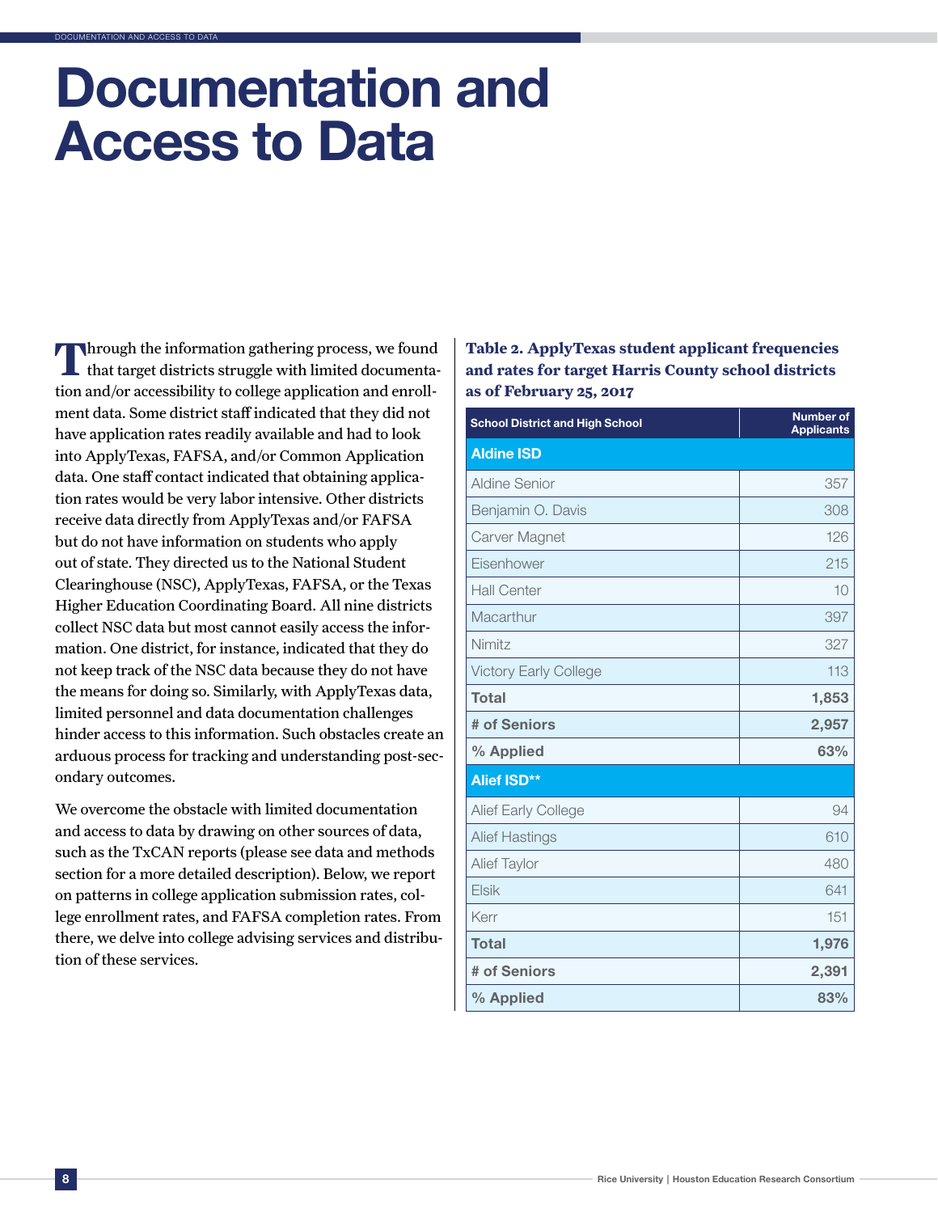# Documentation and Access to Data

Through the information gathering process, we found that target districts struggle with limited documentation and/or accessibility to college application and enrollment data. Some district staff indicated that they did not have application rates readily available and had to look into ApplyTexas, FAFSA, and/or Common Application data. One staff contact indicated that obtaining application rates would be very labor intensive. Other districts receive data directly from ApplyTexas and/or FAFSA but do not have information on students who apply out of state. They directed us to the National Student Clearinghouse (NSC), ApplyTexas, FAFSA, or the Texas Higher Education Coordinating Board. All nine districts collect NSC data but most cannot easily access the information. One district, for instance, indicated that they do not keep track of the NSC data because they do not have the means for doing so. Similarly, with ApplyTexas data, limited personnel and data documentation challenges hinder access to this information. Such obstacles create an arduous process for tracking and understanding post-secondary outcomes.

We overcome the obstacle with limited documentation and access to data by drawing on other sources of data, such as the TxCAN reports (please see data and methods section for a more detailed description). Below, we report on patterns in college application submission rates, college enrollment rates, and FAFSA completion rates. From there, we delve into college advising services and distribution of these services.

**Table 2. ApplyTexas student applicant frequencies and rates for target Harris County school districts as of February 25, 2017**

| School District and High School | Number of Applicants |
|---|---|
| **Aldine ISD** | |
| Aldine Senior | 357 |
| Benjamin O. Davis | 308 |
| Carver Magnet | 126 |
| Eisenhower | 215 |
| Hall Center | 10 |
| Macarthur | 397 |
| Nimitz | 327 |
| Victory Early College | 113 |
| **Total** | **1,853** |
| **# of Seniors** | **2,957** |
| **% Applied** | **63%** |
| **Alief ISD\*\*** | |
| Alief Early College | 94 |
| Alief Hastings | 610 |
| Alief Taylor | 480 |
| Elsik | 641 |
| Kerr | 151 |
| **Total** | **1,976** |
| **# of Seniors** | **2,391** |
| **% Applied** | **83%** |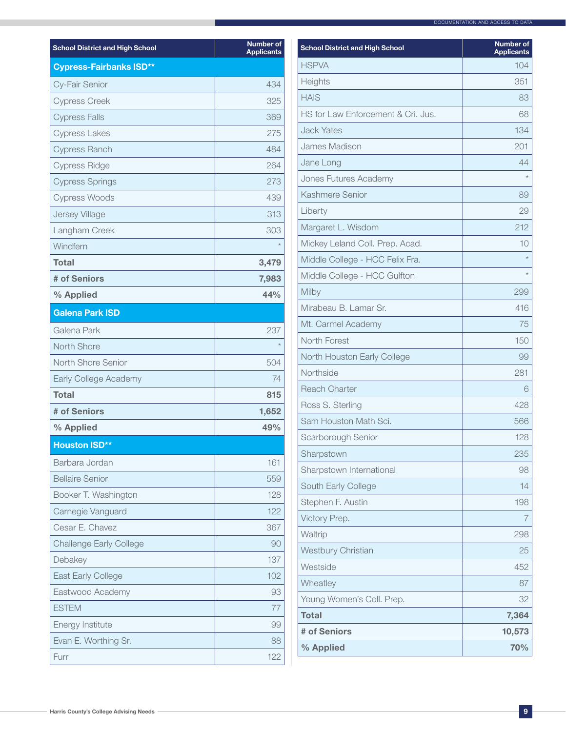| School District and High School | Number of Applicants |
|---|---|
| **Cypress-Fairbanks ISD**** | |
| Cy-Fair Senior | 434 |
| Cypress Creek | 325 |
| Cypress Falls | 369 |
| Cypress Lakes | 275 |
| Cypress Ranch | 484 |
| Cypress Ridge | 264 |
| Cypress Springs | 273 |
| Cypress Woods | 439 |
| Jersey Village | 313 |
| Langham Creek | 303 |
| Windfern | * |
| **Total** | **3,479** |
| **# of Seniors** | **7,983** |
| **% Applied** | **44%** |
| **Galena Park ISD** | |
| Galena Park | 237 |
| North Shore | * |
| North Shore Senior | 504 |
| Early College Academy | 74 |
| **Total** | **815** |
| **# of Seniors** | **1,652** |
| **% Applied** | **49%** |
| **Houston ISD**** | |
| Barbara Jordan | 161 |
| Bellaire Senior | 559 |
| Booker T. Washington | 128 |
| Carnegie Vanguard | 122 |
| Cesar E. Chavez | 367 |
| Challenge Early College | 90 |
| Debakey | 137 |
| East Early College | 102 |
| Eastwood Academy | 93 |
| ESTEM | 77 |
| Energy Institute | 99 |
| Evan E. Worthing Sr. | 88 |
| Furr | 122 |
| HSPVA | 104 |
| Heights | 351 |
| HAIS | 83 |
| HS for Law Enforcement & Cri. Jus. | 68 |
| Jack Yates | 134 |
| James Madison | 201 |
| Jane Long | 44 |
| Jones Futures Academy | * |
| Kashmere Senior | 89 |
| Liberty | 29 |
| Margaret L. Wisdom | 212 |
| Mickey Leland Coll. Prep. Acad. | 10 |
| Middle College - HCC Felix Fra. | * |
| Middle College - HCC Gulfton | * |
| Milby | 299 |
| Mirabeau B. Lamar Sr. | 416 |
| Mt. Carmel Academy | 75 |
| North Forest | 150 |
| North Houston Early College | 99 |
| Northside | 281 |
| Reach Charter | 6 |
| Ross S. Sterling | 428 |
| Sam Houston Math Sci. | 566 |
| Scarborough Senior | 128 |
| Sharpstown | 235 |
| Sharpstown International | 98 |
| South Early College | 14 |
| Stephen F. Austin | 198 |
| Victory Prep. | 7 |
| Waltrip | 298 |
| Westbury Christian | 25 |
| Westside | 452 |
| Wheatley | 87 |
| Young Women's Coll. Prep. | 32 |
| **Total** | **7,364** |
| **# of Seniors** | **10,573** |
| **% Applied** | **70%** |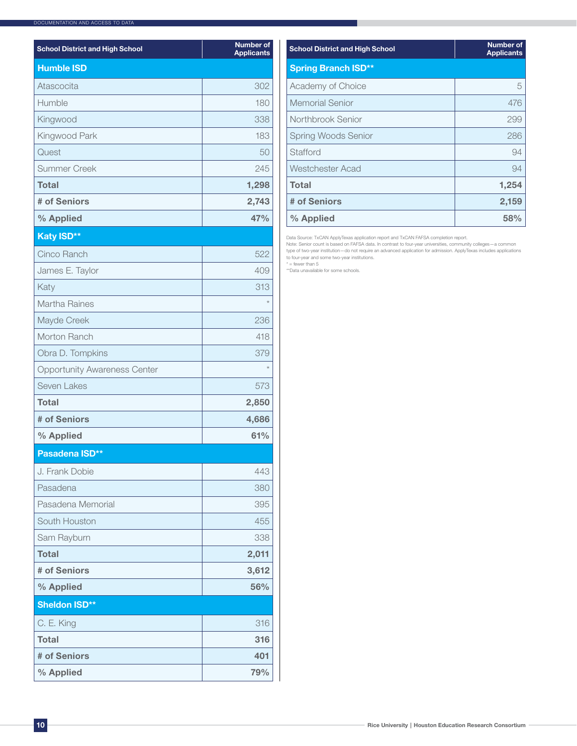| School District and High School | Number of Applicants |
|---|---|
| **Humble ISD** | |
| Atascocita | 302 |
| Humble | 180 |
| Kingwood | 338 |
| Kingwood Park | 183 |
| Quest | 50 |
| Summer Creek | 245 |
| **Total** | **1,298** |
| **# of Seniors** | **2,743** |
| **% Applied** | **47%** |
| **Katy ISD**** | |
| Cinco Ranch | 522 |
| James E. Taylor | 409 |
| Katy | 313 |
| Martha Raines | * |
| Mayde Creek | 236 |
| Morton Ranch | 418 |
| Obra D. Tompkins | 379 |
| Opportunity Awareness Center | * |
| Seven Lakes | 573 |
| **Total** | **2,850** |
| **# of Seniors** | **4,686** |
| **% Applied** | **61%** |
| **Pasadena ISD**** | |
| J. Frank Dobie | 443 |
| Pasadena | 380 |
| Pasadena Memorial | 395 |
| South Houston | 455 |
| Sam Rayburn | 338 |
| **Total** | **2,011** |
| **# of Seniors** | **3,612** |
| **% Applied** | **56%** |
| **Sheldon ISD**** | |
| C. E. King | 316 |
| **Total** | **316** |
| **# of Seniors** | **401** |
| **% Applied** | **79%** |

| School District and High School | Number of Applicants |
|---|---|
| **Spring Branch ISD**** | |
| Academy of Choice | 5 |
| Memorial Senior | 476 |
| Northbrook Senior | 299 |
| Spring Woods Senior | 286 |
| Stafford | 94 |
| Westchester Acad | 94 |
| **Total** | **1,254** |
| **# of Seniors** | **2,159** |
| **% Applied** | **58%** |

Data Source: TxCAN ApplyTexas application report and TxCAN FAFSA completion report.
Note: Senior count is based on FAFSA data. In contrast to four-year universities, community colleges—a common type of two-year institution—do not require an advanced application for admission. ApplyTexas includes applications to four-year and some two-year institutions.
* = fewer than 5
**Data unavailable for some schools.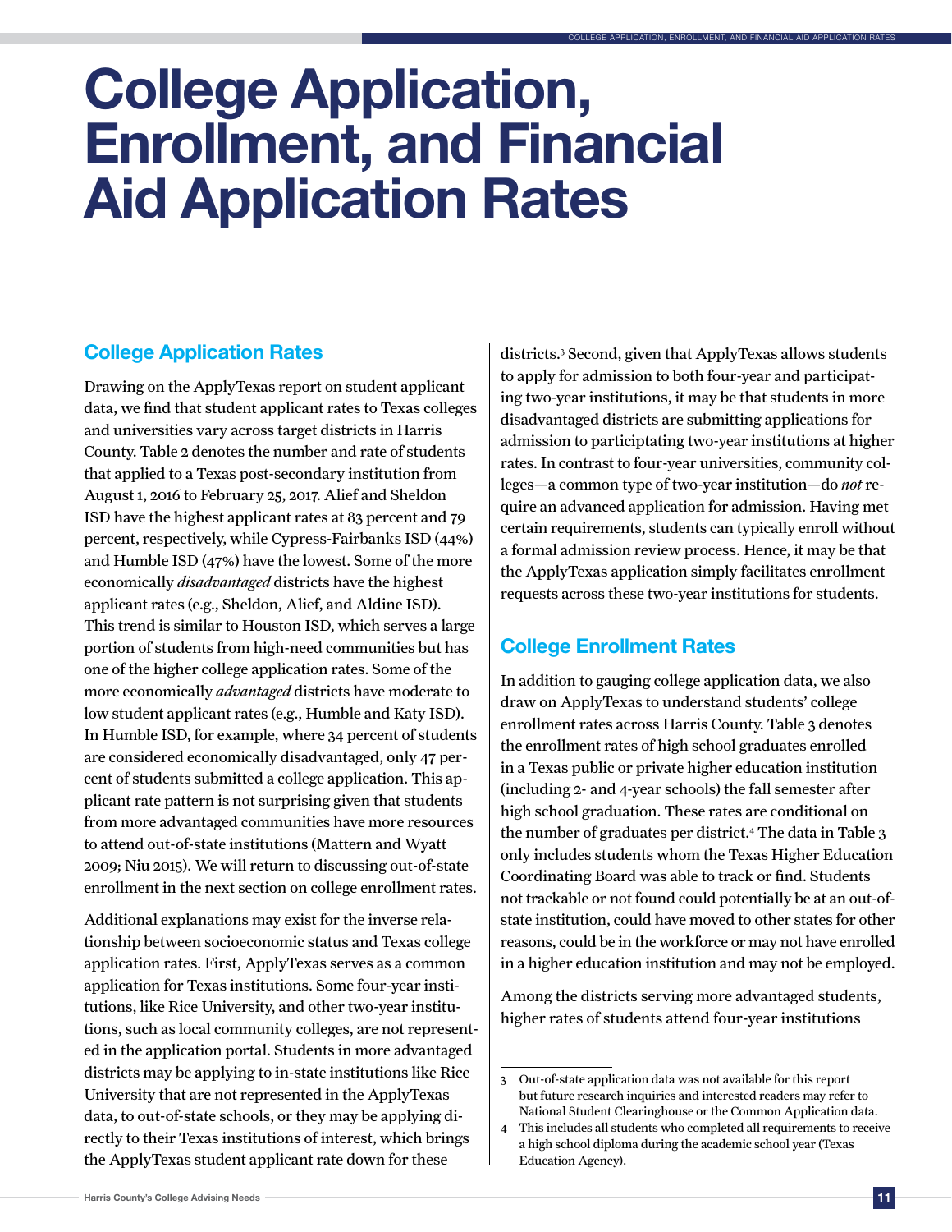# College Application, Enrollment, and Financial Aid Application Rates

## College Application Rates

Drawing on the ApplyTexas report on student applicant data, we find that student applicant rates to Texas colleges and universities vary across target districts in Harris County. Table 2 denotes the number and rate of students that applied to a Texas post-secondary institution from August 1, 2016 to February 25, 2017. Alief and Sheldon ISD have the highest applicant rates at 83 percent and 79 percent, respectively, while Cypress-Fairbanks ISD (44%) and Humble ISD (47%) have the lowest. Some of the more economically *disadvantaged* districts have the highest applicant rates (e.g., Sheldon, Alief, and Aldine ISD). This trend is similar to Houston ISD, which serves a large portion of students from high-need communities but has one of the higher college application rates. Some of the more economically *advantaged* districts have moderate to low student applicant rates (e.g., Humble and Katy ISD). In Humble ISD, for example, where 34 percent of students are considered economically disadvantaged, only 47 percent of students submitted a college application. This applicant rate pattern is not surprising given that students from more advantaged communities have more resources to attend out-of-state institutions (Mattern and Wyatt 2009; Niu 2015). We will return to discussing out-of-state enrollment in the next section on college enrollment rates.

Additional explanations may exist for the inverse relationship between socioeconomic status and Texas college application rates. First, ApplyTexas serves as a common application for Texas institutions. Some four-year institutions, like Rice University, and other two-year institutions, such as local community colleges, are not represented in the application portal. Students in more advantaged districts may be applying to in-state institutions like Rice University that are not represented in the ApplyTexas data, to out-of-state schools, or they may be applying directly to their Texas institutions of interest, which brings the ApplyTexas student applicant rate down for these districts.[3] Second, given that ApplyTexas allows students to apply for admission to both four-year and participating two-year institutions, it may be that students in more disadvantaged districts are submitting applications for admission to participtating two-year institutions at higher rates. In contrast to four-year universities, community colleges—a common type of two-year institution—do *not* require an advanced application for admission. Having met certain requirements, students can typically enroll without a formal admission review process. Hence, it may be that the ApplyTexas application simply facilitates enrollment requests across these two-year institutions for students.

## College Enrollment Rates

In addition to gauging college application data, we also draw on ApplyTexas to understand students' college enrollment rates across Harris County. Table 3 denotes the enrollment rates of high school graduates enrolled in a Texas public or private higher education institution (including 2- and 4-year schools) the fall semester after high school graduation. These rates are conditional on the number of graduates per district.[4] The data in Table 3 only includes students whom the Texas Higher Education Coordinating Board was able to track or find. Students not trackable or not found could potentially be at an out-of-state institution, could have moved to other states for other reasons, could be in the workforce or may not have enrolled in a higher education institution and may not be employed.

Among the districts serving more advantaged students, higher rates of students attend four-year institutions

---

3 Out-of-state application data was not available for this report but future research inquiries and interested readers may refer to National Student Clearinghouse or the Common Application data.

4 This includes all students who completed all requirements to receive a high school diploma during the academic school year (Texas Education Agency).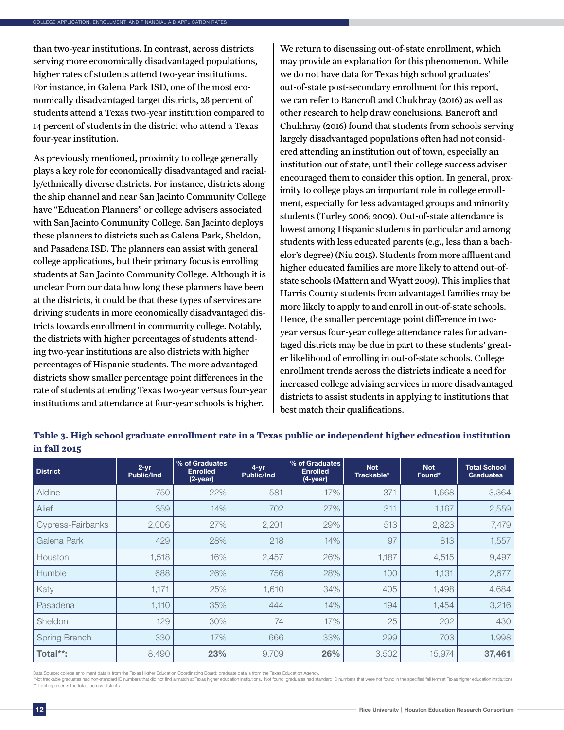than two-year institutions. In contrast, across districts serving more economically disadvantaged populations, higher rates of students attend two-year institutions. For instance, in Galena Park ISD, one of the most economically disadvantaged target districts, 28 percent of students attend a Texas two-year institution compared to 14 percent of students in the district who attend a Texas four-year institution.

As previously mentioned, proximity to college generally plays a key role for economically disadvantaged and racially/ethnically diverse districts. For instance, districts along the ship channel and near San Jacinto Community College have "Education Planners" or college advisers associated with San Jacinto Community College. San Jacinto deploys these planners to districts such as Galena Park, Sheldon, and Pasadena ISD. The planners can assist with general college applications, but their primary focus is enrolling students at San Jacinto Community College. Although it is unclear from our data how long these planners have been at the districts, it could be that these types of services are driving students in more economically disadvantaged districts towards enrollment in community college. Notably, the districts with higher percentages of students attending two-year institutions are also districts with higher percentages of Hispanic students. The more advantaged districts show smaller percentage point differences in the rate of students attending Texas two-year versus four-year institutions and attendance at four-year schools is higher.

We return to discussing out-of-state enrollment, which may provide an explanation for this phenomenon. While we do not have data for Texas high school graduates' out-of-state post-secondary enrollment for this report, we can refer to Bancroft and Chukhray (2016) as well as other research to help draw conclusions. Bancroft and Chukhray (2016) found that students from schools serving largely disadvantaged populations often had not considered attending an institution out of town, especially an institution out of state, until their college success adviser encouraged them to consider this option. In general, proximity to college plays an important role in college enrollment, especially for less advantaged groups and minority students (Turley 2006; 2009). Out-of-state attendance is lowest among Hispanic students in particular and among students with less educated parents (e.g., less than a bachelor's degree) (Niu 2015). Students from more affluent and higher educated families are more likely to attend out-of-state schools (Mattern and Wyatt 2009). This implies that Harris County students from advantaged families may be more likely to apply to and enroll in out-of-state schools. Hence, the smaller percentage point difference in two-year versus four-year college attendance rates for advantaged districts may be due in part to these students' greater likelihood of enrolling in out-of-state schools. College enrollment trends across the districts indicate a need for increased college advising services in more disadvantaged districts to assist students in applying to institutions that best match their qualifications.

**Table 3. High school graduate enrollment rate in a Texas public or independent higher education institution in fall 2015**

| District | 2-yr Public/Ind | % of Graduates Enrolled (2-year) | 4-yr Public/Ind | % of Graduates Enrolled (4-year) | Not Trackable* | Not Found* | Total School Graduates |
|---|---|---|---|---|---|---|---|
| Aldine | 750 | 22% | 581 | 17% | 371 | 1,668 | 3,364 |
| Alief | 359 | 14% | 702 | 27% | 311 | 1,167 | 2,559 |
| Cypress-Fairbanks | 2,006 | 27% | 2,201 | 29% | 513 | 2,823 | 7,479 |
| Galena Park | 429 | 28% | 218 | 14% | 97 | 813 | 1,557 |
| Houston | 1,518 | 16% | 2,457 | 26% | 1,187 | 4,515 | 9,497 |
| Humble | 688 | 26% | 756 | 28% | 100 | 1,131 | 2,677 |
| Katy | 1,171 | 25% | 1,610 | 34% | 405 | 1,498 | 4,684 |
| Pasadena | 1,110 | 35% | 444 | 14% | 194 | 1,454 | 3,216 |
| Sheldon | 129 | 30% | 74 | 17% | 25 | 202 | 430 |
| Spring Branch | 330 | 17% | 666 | 33% | 299 | 703 | 1,998 |
| **Total**:** | 8,490 | **23%** | 9,709 | **26%** | 3,502 | 15,974 | **37,461** |

Data Source: college enrollment data is from the Texas Higher Education Coordinating Board; graduate data is from the Texas Education Agency.
*Not trackable graduates had non-standard ID numbers that did not find a match at Texas higher education institutions. 'Not found' graduates had standard ID numbers that were not found in the specified fall term at Texas higher education institutions.
** Total represents the totals across districts.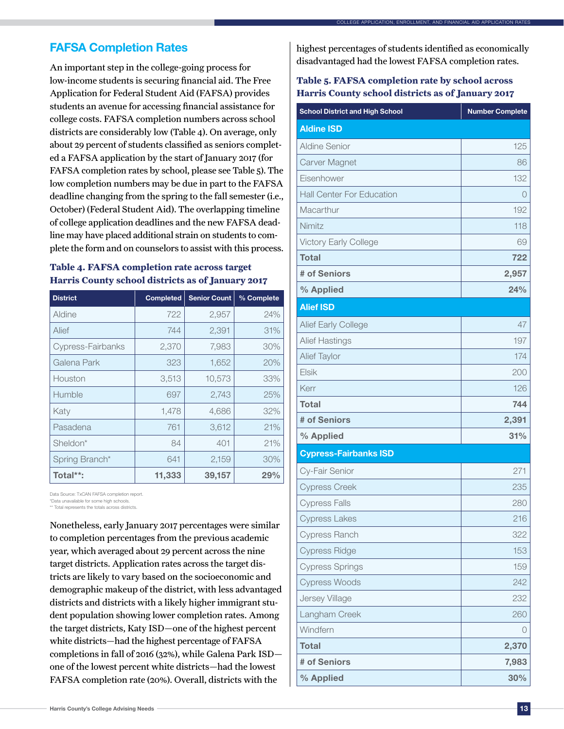## FAFSA Completion Rates

An important step in the college-going process for low-income students is securing financial aid. The Free Application for Federal Student Aid (FAFSA) provides students an avenue for accessing financial assistance for college costs. FAFSA completion numbers across school districts are considerably low (Table 4). On average, only about 29 percent of students classified as seniors completed a FAFSA application by the start of January 2017 (for FAFSA completion rates by school, please see Table 5). The low completion numbers may be due in part to the FAFSA deadline changing from the spring to the fall semester (i.e., October) (Federal Student Aid). The overlapping timeline of college application deadlines and the new FAFSA deadline may have placed additional strain on students to complete the form and on counselors to assist with this process.

**Table 4. FAFSA completion rate across target Harris County school districts as of January 2017**

| District | Completed | Senior Count | % Complete |
|---|---|---|---|
| Aldine | 722 | 2,957 | 24% |
| Alief | 744 | 2,391 | 31% |
| Cypress-Fairbanks | 2,370 | 7,983 | 30% |
| Galena Park | 323 | 1,652 | 20% |
| Houston | 3,513 | 10,573 | 33% |
| Humble | 697 | 2,743 | 25% |
| Katy | 1,478 | 4,686 | 32% |
| Pasadena | 761 | 3,612 | 21% |
| Sheldon* | 84 | 401 | 21% |
| Spring Branch* | 641 | 2,159 | 30% |
| **Total**:** | **11,333** | **39,157** | **29%** |

Data Source: TxCAN FAFSA completion report.
*Data unavailable for some high schools.
** Total represents the totals across districts.

Nonetheless, early January 2017 percentages were similar to completion percentages from the previous academic year, which averaged about 29 percent across the nine target districts. Application rates across the target districts are likely to vary based on the socioeconomic and demographic makeup of the district, with less advantaged districts and districts with a likely higher immigrant student population showing lower completion rates. Among the target districts, Katy ISD—one of the highest percent white districts—had the highest percentage of FAFSA completions in fall of 2016 (32%), while Galena Park ISD—one of the lowest percent white districts—had the lowest FAFSA completion rate (20%). Overall, districts with the highest percentages of students identified as economically disadvantaged had the lowest FAFSA completion rates.

**Table 5. FAFSA completion rate by school across Harris County school districts as of January 2017**

| School District and High School | Number Complete |
|---|---|
| **Aldine ISD** | |
| Aldine Senior | 125 |
| Carver Magnet | 86 |
| Eisenhower | 132 |
| Hall Center For Education | 0 |
| Macarthur | 192 |
| Nimitz | 118 |
| Victory Early College | 69 |
| **Total** | **722** |
| **# of Seniors** | **2,957** |
| **% Applied** | **24%** |
| **Alief ISD** | |
| Alief Early College | 47 |
| Alief Hastings | 197 |
| Alief Taylor | 174 |
| Elsik | 200 |
| Kerr | 126 |
| **Total** | **744** |
| **# of Seniors** | **2,391** |
| **% Applied** | **31%** |
| **Cypress-Fairbanks ISD** | |
| Cy-Fair Senior | 271 |
| Cypress Creek | 235 |
| Cypress Falls | 280 |
| Cypress Lakes | 216 |
| Cypress Ranch | 322 |
| Cypress Ridge | 153 |
| Cypress Springs | 159 |
| Cypress Woods | 242 |
| Jersey Village | 232 |
| Langham Creek | 260 |
| Windfern | 0 |
| **Total** | **2,370** |
| **# of Seniors** | **7,983** |
| **% Applied** | **30%** |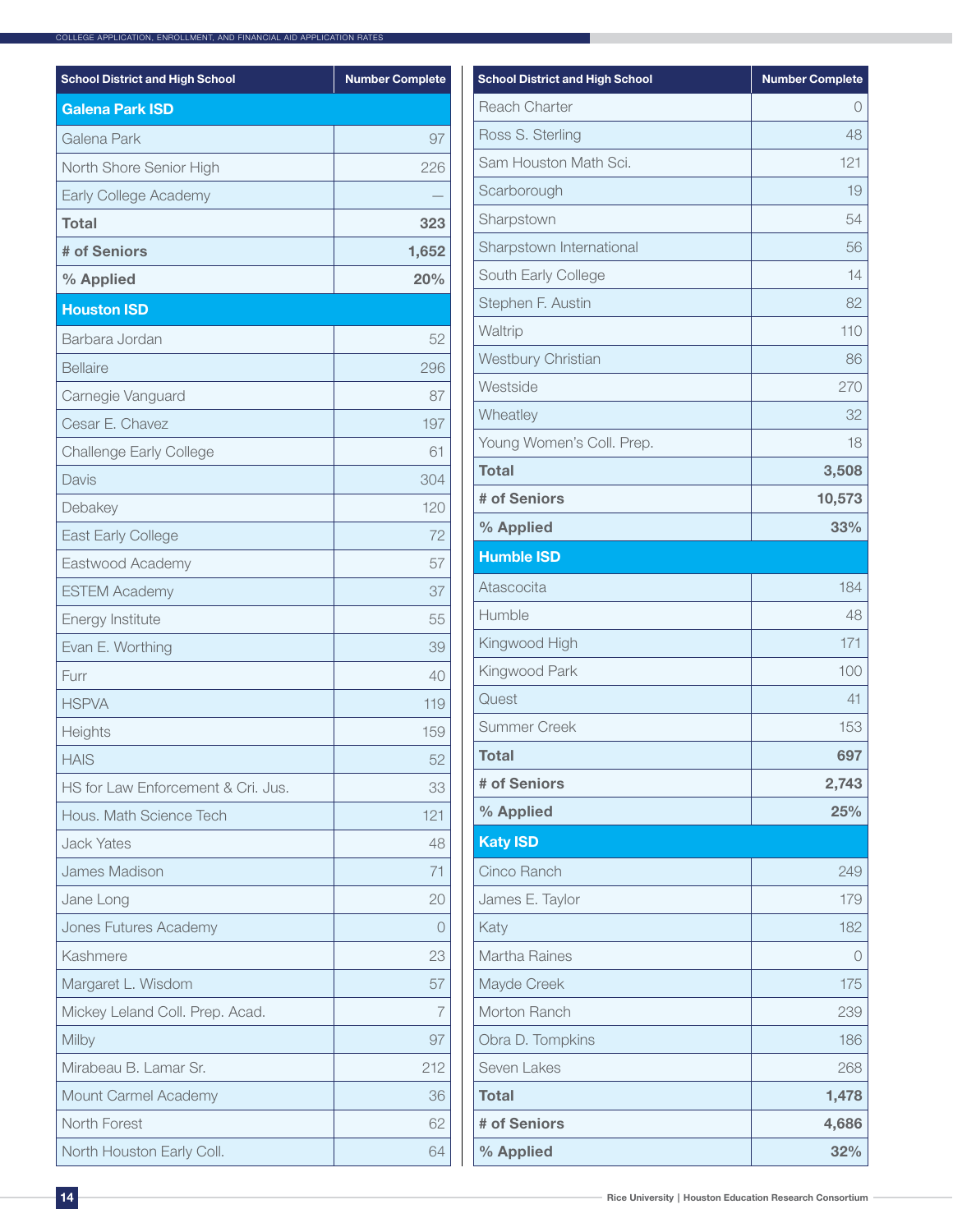| School District and High School | Number Complete |
|---|---|
| **Galena Park ISD** | |
| Galena Park | 97 |
| North Shore Senior High | 226 |
| Early College Academy | — |
| **Total** | **323** |
| **# of Seniors** | **1,652** |
| **% Applied** | **20%** |
| **Houston ISD** | |
| Barbara Jordan | 52 |
| Bellaire | 296 |
| Carnegie Vanguard | 87 |
| Cesar E. Chavez | 197 |
| Challenge Early College | 61 |
| Davis | 304 |
| Debakey | 120 |
| East Early College | 72 |
| Eastwood Academy | 57 |
| ESTEM Academy | 37 |
| Energy Institute | 55 |
| Evan E. Worthing | 39 |
| Furr | 40 |
| HSPVA | 119 |
| Heights | 159 |
| HAIS | 52 |
| HS for Law Enforcement & Cri. Jus. | 33 |
| Hous. Math Science Tech | 121 |
| Jack Yates | 48 |
| James Madison | 71 |
| Jane Long | 20 |
| Jones Futures Academy | 0 |
| Kashmere | 23 |
| Margaret L. Wisdom | 57 |
| Mickey Leland Coll. Prep. Acad. | 7 |
| Milby | 97 |
| Mirabeau B. Lamar Sr. | 212 |
| Mount Carmel Academy | 36 |
| North Forest | 62 |
| North Houston Early Coll. | 64 |
| Reach Charter | 0 |
| Ross S. Sterling | 48 |
| Sam Houston Math Sci. | 121 |
| Scarborough | 19 |
| Sharpstown | 54 |
| Sharpstown International | 56 |
| South Early College | 14 |
| Stephen F. Austin | 82 |
| Waltrip | 110 |
| Westbury Christian | 86 |
| Westside | 270 |
| Wheatley | 32 |
| Young Women's Coll. Prep. | 18 |
| **Total** | **3,508** |
| **# of Seniors** | **10,573** |
| **% Applied** | **33%** |
| **Humble ISD** | |
| Atascocita | 184 |
| Humble | 48 |
| Kingwood High | 171 |
| Kingwood Park | 100 |
| Quest | 41 |
| Summer Creek | 153 |
| **Total** | **697** |
| **# of Seniors** | **2,743** |
| **% Applied** | **25%** |
| **Katy ISD** | |
| Cinco Ranch | 249 |
| James E. Taylor | 179 |
| Katy | 182 |
| Martha Raines | 0 |
| Mayde Creek | 175 |
| Morton Ranch | 239 |
| Obra D. Tompkins | 186 |
| Seven Lakes | 268 |
| **Total** | **1,478** |
| **# of Seniors** | **4,686** |
| **% Applied** | **32%** |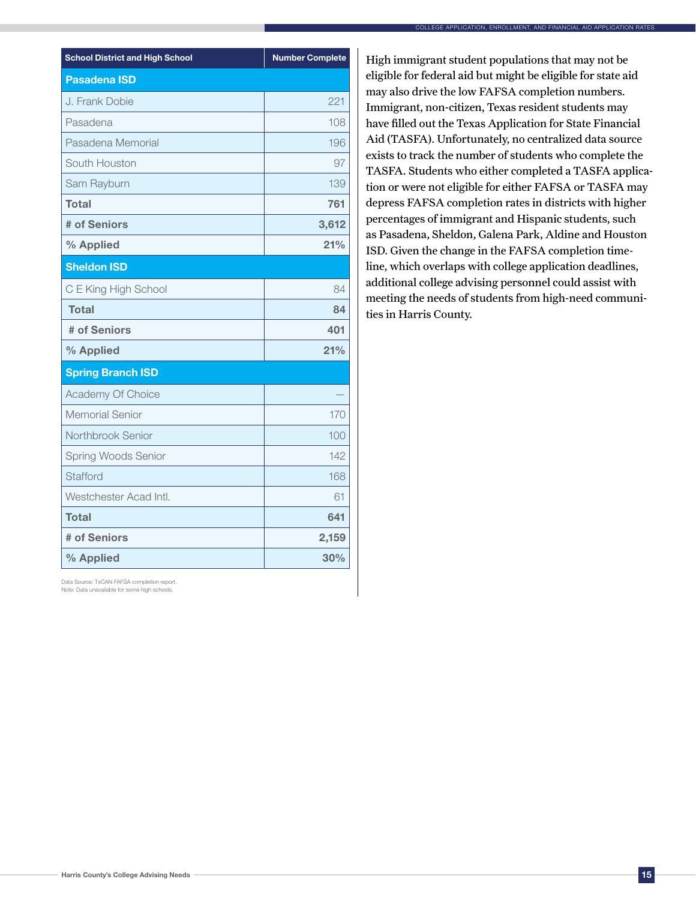| School District and High School | Number Complete |
|---|---|
| **Pasadena ISD** | |
| J. Frank Dobie | 221 |
| Pasadena | 108 |
| Pasadena Memorial | 196 |
| South Houston | 97 |
| Sam Rayburn | 139 |
| **Total** | **761** |
| **# of Seniors** | **3,612** |
| **% Applied** | **21%** |
| **Sheldon ISD** | |
| C E King High School | 84 |
| **Total** | **84** |
| **# of Seniors** | **401** |
| **% Applied** | **21%** |
| **Spring Branch ISD** | |
| Academy Of Choice | — |
| Memorial Senior | 170 |
| Northbrook Senior | 100 |
| Spring Woods Senior | 142 |
| Stafford | 168 |
| Westchester Acad Intl. | 61 |
| **Total** | **641** |
| **# of Seniors** | **2,159** |
| **% Applied** | **30%** |

Data Source: TxCAN FAFSA completion report.
Note: Data unavailable for some high schools.

High immigrant student populations that may not be eligible for federal aid but might be eligible for state aid may also drive the low FAFSA completion numbers. Immigrant, non-citizen, Texas resident students may have filled out the Texas Application for State Financial Aid (TASFA). Unfortunately, no centralized data source exists to track the number of students who complete the TASFA. Students who either completed a TASFA application or were not eligible for either FAFSA or TASFA may depress FAFSA completion rates in districts with higher percentages of immigrant and Hispanic students, such as Pasadena, Sheldon, Galena Park, Aldine and Houston ISD. Given the change in the FAFSA completion timeline, which overlaps with college application deadlines, additional college advising personnel could assist with meeting the needs of students from high-need communities in Harris County.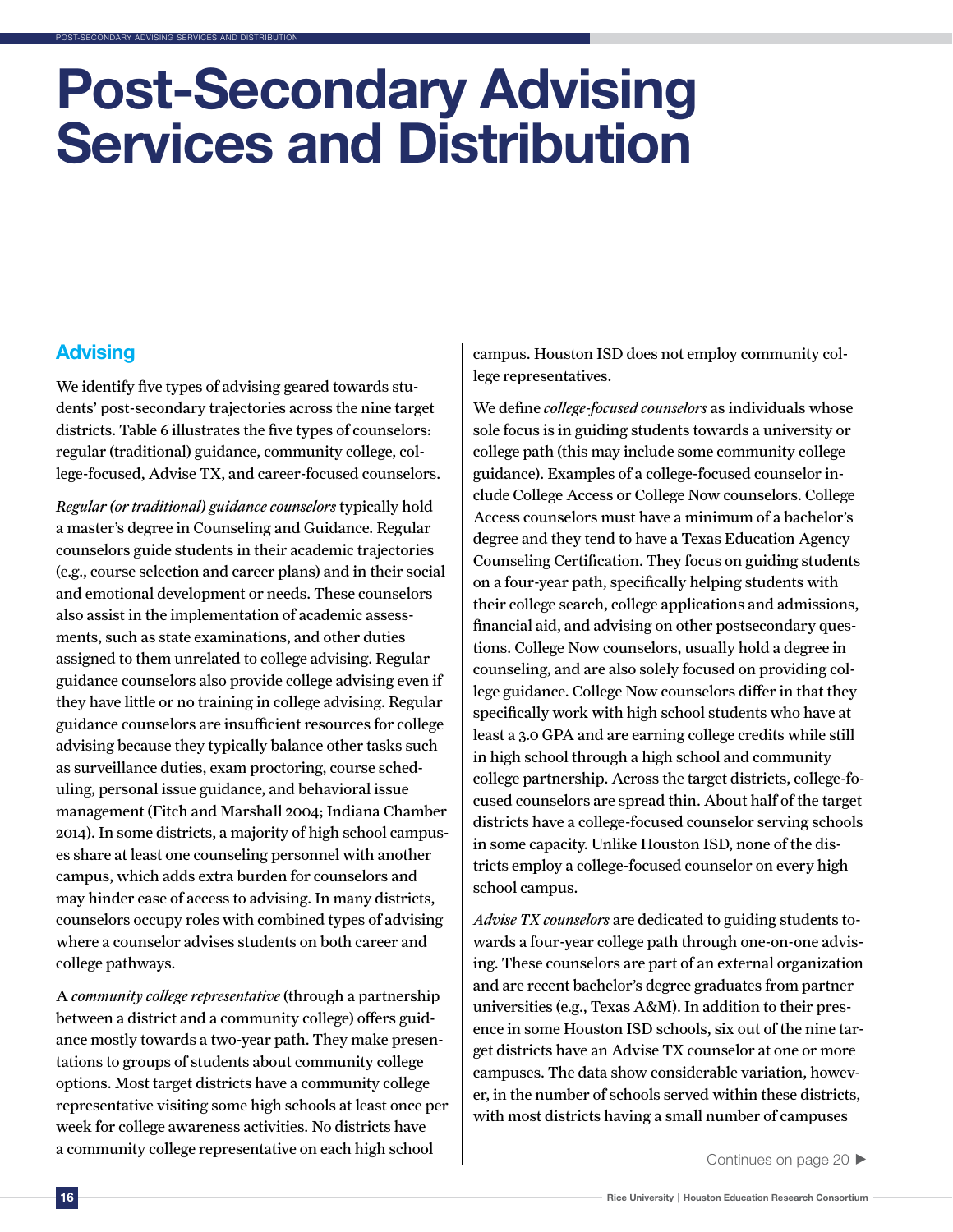# Post-Secondary Advising Services and Distribution

## Advising

We identify five types of advising geared towards students' post-secondary trajectories across the nine target districts. Table 6 illustrates the five types of counselors: regular (traditional) guidance, community college, college-focused, Advise TX, and career-focused counselors.

*Regular (or traditional) guidance counselors* typically hold a master's degree in Counseling and Guidance. Regular counselors guide students in their academic trajectories (e.g., course selection and career plans) and in their social and emotional development or needs. These counselors also assist in the implementation of academic assessments, such as state examinations, and other duties assigned to them unrelated to college advising. Regular guidance counselors also provide college advising even if they have little or no training in college advising. Regular guidance counselors are insufficient resources for college advising because they typically balance other tasks such as surveillance duties, exam proctoring, course scheduling, personal issue guidance, and behavioral issue management (Fitch and Marshall 2004; Indiana Chamber 2014). In some districts, a majority of high school campuses share at least one counseling personnel with another campus, which adds extra burden for counselors and may hinder ease of access to advising. In many districts, counselors occupy roles with combined types of advising where a counselor advises students on both career and college pathways.

A *community college representative* (through a partnership between a district and a community college) offers guidance mostly towards a two-year path. They make presentations to groups of students about community college options. Most target districts have a community college representative visiting some high schools at least once per week for college awareness activities. No districts have a community college representative on each high school campus. Houston ISD does not employ community college representatives.

We define *college-focused counselors* as individuals whose sole focus is in guiding students towards a university or college path (this may include some community college guidance). Examples of a college-focused counselor include College Access or College Now counselors. College Access counselors must have a minimum of a bachelor's degree and they tend to have a Texas Education Agency Counseling Certification. They focus on guiding students on a four-year path, specifically helping students with their college search, college applications and admissions, financial aid, and advising on other postsecondary questions. College Now counselors, usually hold a degree in counseling, and are also solely focused on providing college guidance. College Now counselors differ in that they specifically work with high school students who have at least a 3.0 GPA and are earning college credits while still in high school through a high school and community college partnership. Across the target districts, college-focused counselors are spread thin. About half of the target districts have a college-focused counselor serving schools in some capacity. Unlike Houston ISD, none of the districts employ a college-focused counselor on every high school campus.

*Advise TX counselors* are dedicated to guiding students towards a four-year college path through one-on-one advising. These counselors are part of an external organization and are recent bachelor's degree graduates from partner universities (e.g., Texas A&M). In addition to their presence in some Houston ISD schools, six out of the nine target districts have an Advise TX counselor at one or more campuses. The data show considerable variation, however, in the number of schools served within these districts, with most districts having a small number of campuses

Continues on page 20 ▶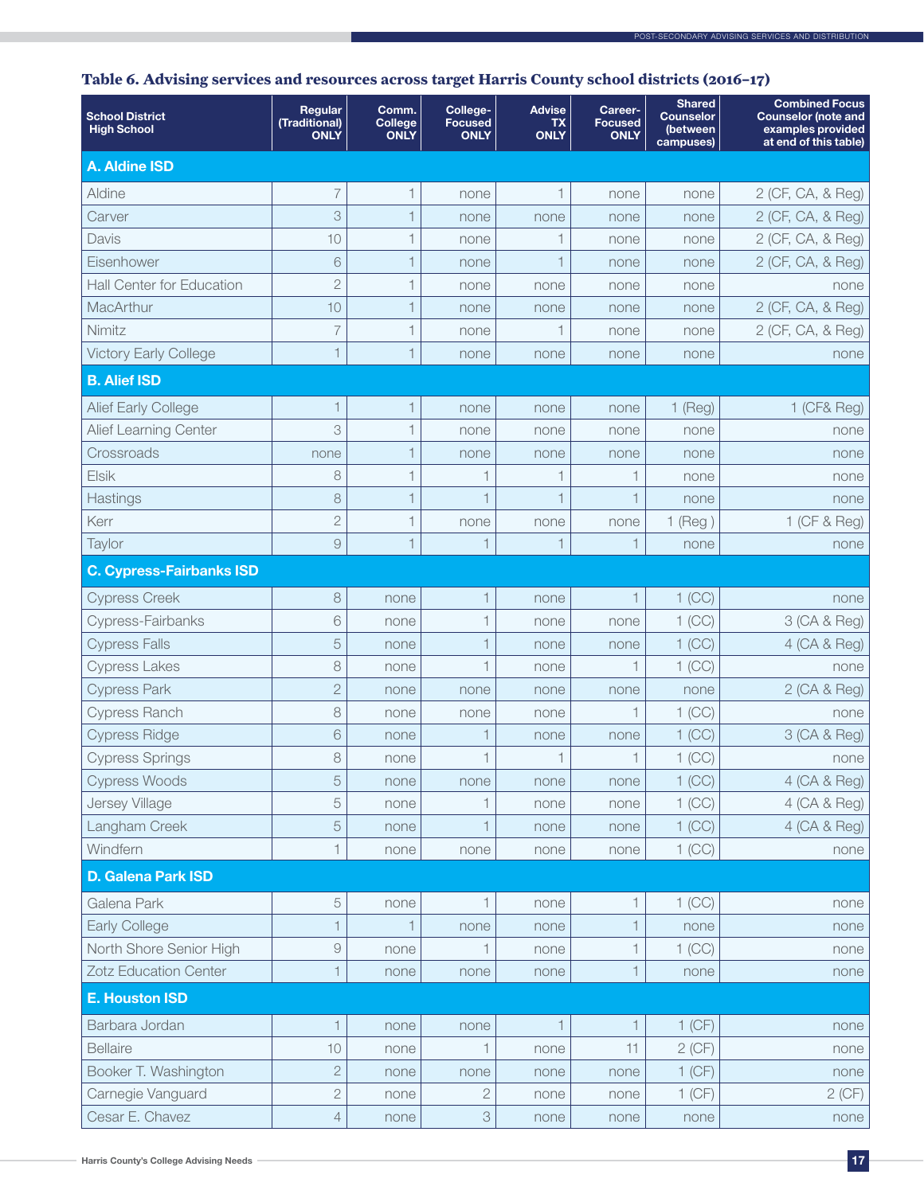**Table 6. Advising services and resources across target Harris County school districts (2016–17)**

| School District High School | Regular (Traditional) ONLY | Comm. College ONLY | College-Focused ONLY | Advise TX ONLY | Career-Focused ONLY | Shared Counselor (between campuses) | Combined Focus Counselor (note and examples provided at end of this table) |
|---|---|---|---|---|---|---|---|
| **A. Aldine ISD** | | | | | | | |
| Aldine | 7 | 1 | none | 1 | none | none | 2 (CF, CA, & Reg) |
| Carver | 3 | 1 | none | none | none | none | 2 (CF, CA, & Reg) |
| Davis | 10 | 1 | none | 1 | none | none | 2 (CF, CA, & Reg) |
| Eisenhower | 6 | 1 | none | 1 | none | none | 2 (CF, CA, & Reg) |
| Hall Center for Education | 2 | 1 | none | none | none | none | none |
| MacArthur | 10 | 1 | none | none | none | none | 2 (CF, CA, & Reg) |
| Nimitz | 7 | 1 | none | 1 | none | none | 2 (CF, CA, & Reg) |
| Victory Early College | 1 | 1 | none | none | none | none | none |
| **B. Alief ISD** | | | | | | | |
| Alief Early College | 1 | 1 | none | none | none | 1 (Reg) | 1 (CF& Reg) |
| Alief Learning Center | 3 | 1 | none | none | none | none | none |
| Crossroads | none | 1 | none | none | none | none | none |
| Elsik | 8 | 1 | 1 | 1 | 1 | none | none |
| Hastings | 8 | 1 | 1 | 1 | 1 | none | none |
| Kerr | 2 | 1 | none | none | none | 1 (Reg ) | 1 (CF & Reg) |
| Taylor | 9 | 1 | 1 | 1 | 1 | none | none |
| **C. Cypress-Fairbanks ISD** | | | | | | | |
| Cypress Creek | 8 | none | 1 | none | 1 | 1 (CC) | none |
| Cypress-Fairbanks | 6 | none | 1 | none | none | 1 (CC) | 3 (CA & Reg) |
| Cypress Falls | 5 | none | 1 | none | none | 1 (CC) | 4 (CA & Reg) |
| Cypress Lakes | 8 | none | 1 | none | 1 | 1 (CC) | none |
| Cypress Park | 2 | none | none | none | none | none | 2 (CA & Reg) |
| Cypress Ranch | 8 | none | none | none | 1 | 1 (CC) | none |
| Cypress Ridge | 6 | none | 1 | none | none | 1 (CC) | 3 (CA & Reg) |
| Cypress Springs | 8 | none | 1 | 1 | 1 | 1 (CC) | none |
| Cypress Woods | 5 | none | none | none | none | 1 (CC) | 4 (CA & Reg) |
| Jersey Village | 5 | none | 1 | none | none | 1 (CC) | 4 (CA & Reg) |
| Langham Creek | 5 | none | 1 | none | none | 1 (CC) | 4 (CA & Reg) |
| Windfern | 1 | none | none | none | none | 1 (CC) | none |
| **D. Galena Park ISD** | | | | | | | |
| Galena Park | 5 | none | 1 | none | 1 | 1 (CC) | none |
| Early College | 1 | 1 | none | none | 1 | none | none |
| North Shore Senior High | 9 | none | 1 | none | 1 | 1 (CC) | none |
| Zotz Education Center | 1 | none | none | none | 1 | none | none |
| **E. Houston ISD** | | | | | | | |
| Barbara Jordan | 1 | none | none | 1 | 1 | 1 (CF) | none |
| Bellaire | 10 | none | 1 | none | 11 | 2 (CF) | none |
| Booker T. Washington | 2 | none | none | none | none | 1 (CF) | none |
| Carnegie Vanguard | 2 | none | 2 | none | none | 1 (CF) | 2 (CF) |
| Cesar E. Chavez | 4 | none | 3 | none | none | none | none |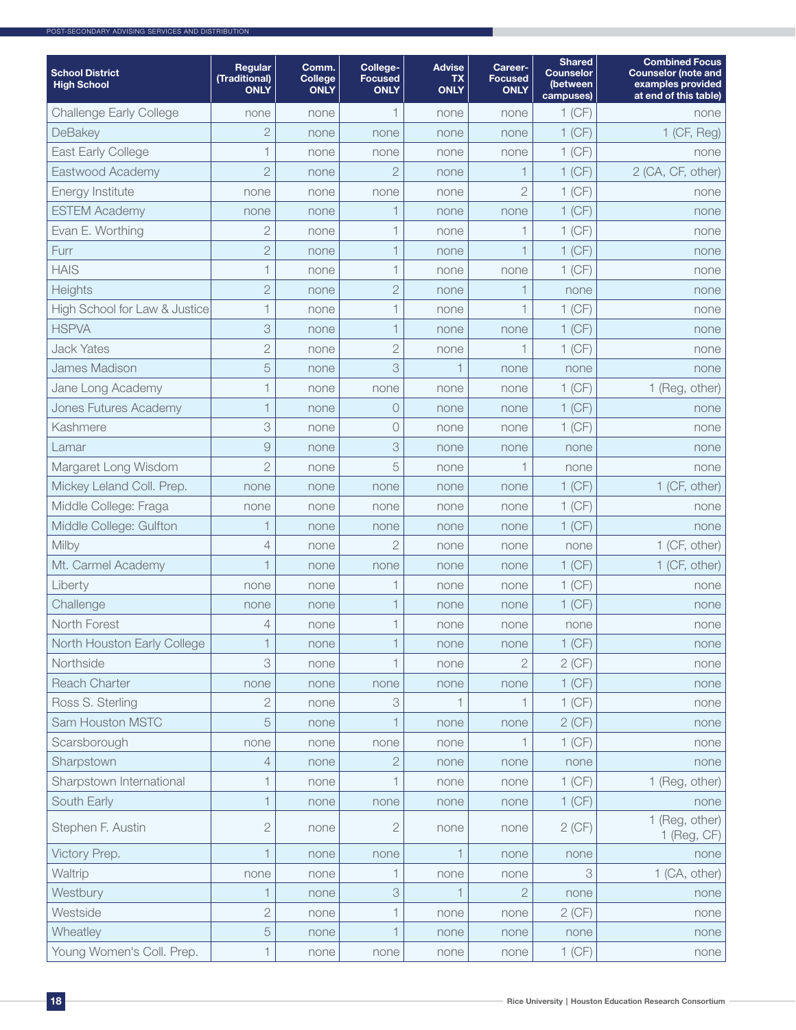| School District High School | Regular (Traditional) ONLY | Comm. College ONLY | College-Focused ONLY | Advise TX ONLY | Career-Focused ONLY | Shared Counselor (between campuses) | Combined Focus Counselor (note and examples provided at end of this table) |
|---|---|---|---|---|---|---|---|
| Challenge Early College | none | none | 1 | none | none | 1 (CF) | none |
| DeBakey | 2 | none | none | none | none | 1 (CF) | 1 (CF, Reg) |
| East Early College | 1 | none | none | none | none | 1 (CF) | none |
| Eastwood Academy | 2 | none | 2 | none | 1 | 1 (CF) | 2 (CA, CF, other) |
| Energy Institute | none | none | none | none | 2 | 1 (CF) | none |
| ESTEM Academy | none | none | 1 | none | none | 1 (CF) | none |
| Evan E. Worthing | 2 | none | 1 | none | 1 | 1 (CF) | none |
| Furr | 2 | none | 1 | none | 1 | 1 (CF) | none |
| HAIS | 1 | none | 1 | none | none | 1 (CF) | none |
| Heights | 2 | none | 2 | none | 1 | none | none |
| High School for Law & Justice | 1 | none | 1 | none | 1 | 1 (CF) | none |
| HSPVA | 3 | none | 1 | none | none | 1 (CF) | none |
| Jack Yates | 2 | none | 2 | none | 1 | 1 (CF) | none |
| James Madison | 5 | none | 3 | 1 | none | none | none |
| Jane Long Academy | 1 | none | none | none | none | 1 (CF) | 1 (Reg, other) |
| Jones Futures Academy | 1 | none | 0 | none | none | 1 (CF) | none |
| Kashmere | 3 | none | 0 | none | none | 1 (CF) | none |
| Lamar | 9 | none | 3 | none | none | none | none |
| Margaret Long Wisdom | 2 | none | 5 | none | 1 | none | none |
| Mickey Leland Coll. Prep. | none | none | none | none | none | 1 (CF) | 1 (CF, other) |
| Middle College: Fraga | none | none | none | none | none | 1 (CF) | none |
| Middle College: Gulfton | 1 | none | none | none | none | 1 (CF) | none |
| Milby | 4 | none | 2 | none | none | none | 1 (CF, other) |
| Mt. Carmel Academy | 1 | none | none | none | none | 1 (CF) | 1 (CF, other) |
| Liberty | none | none | 1 | none | none | 1 (CF) | none |
| Challenge | none | none | 1 | none | none | 1 (CF) | none |
| North Forest | 4 | none | 1 | none | none | none | none |
| North Houston Early College | 1 | none | 1 | none | none | 1 (CF) | none |
| Northside | 3 | none | 1 | none | 2 | 2 (CF) | none |
| Reach Charter | none | none | none | none | none | 1 (CF) | none |
| Ross S. Sterling | 2 | none | 3 | 1 | 1 | 1 (CF) | none |
| Sam Houston MSTC | 5 | none | 1 | none | none | 2 (CF) | none |
| Scarsborough | none | none | none | none | 1 | 1 (CF) | none |
| Sharpstown | 4 | none | 2 | none | none | none | none |
| Sharpstown International | 1 | none | 1 | none | none | 1 (CF) | 1 (Reg, other) |
| South Early | 1 | none | none | none | none | 1 (CF) | none |
| Stephen F. Austin | 2 | none | 2 | none | none | 2 (CF) | 1 (Reg, other) 1 (Reg, CF) |
| Victory Prep. | 1 | none | none | 1 | none | none | none |
| Waltrip | none | none | 1 | none | none | 3 | 1 (CA, other) |
| Westbury | 1 | none | 3 | 1 | 2 | none | none |
| Westside | 2 | none | 1 | none | none | 2 (CF) | none |
| Wheatley | 5 | none | 1 | none | none | none | none |
| Young Women's Coll. Prep. | 1 | none | none | none | none | 1 (CF) | none |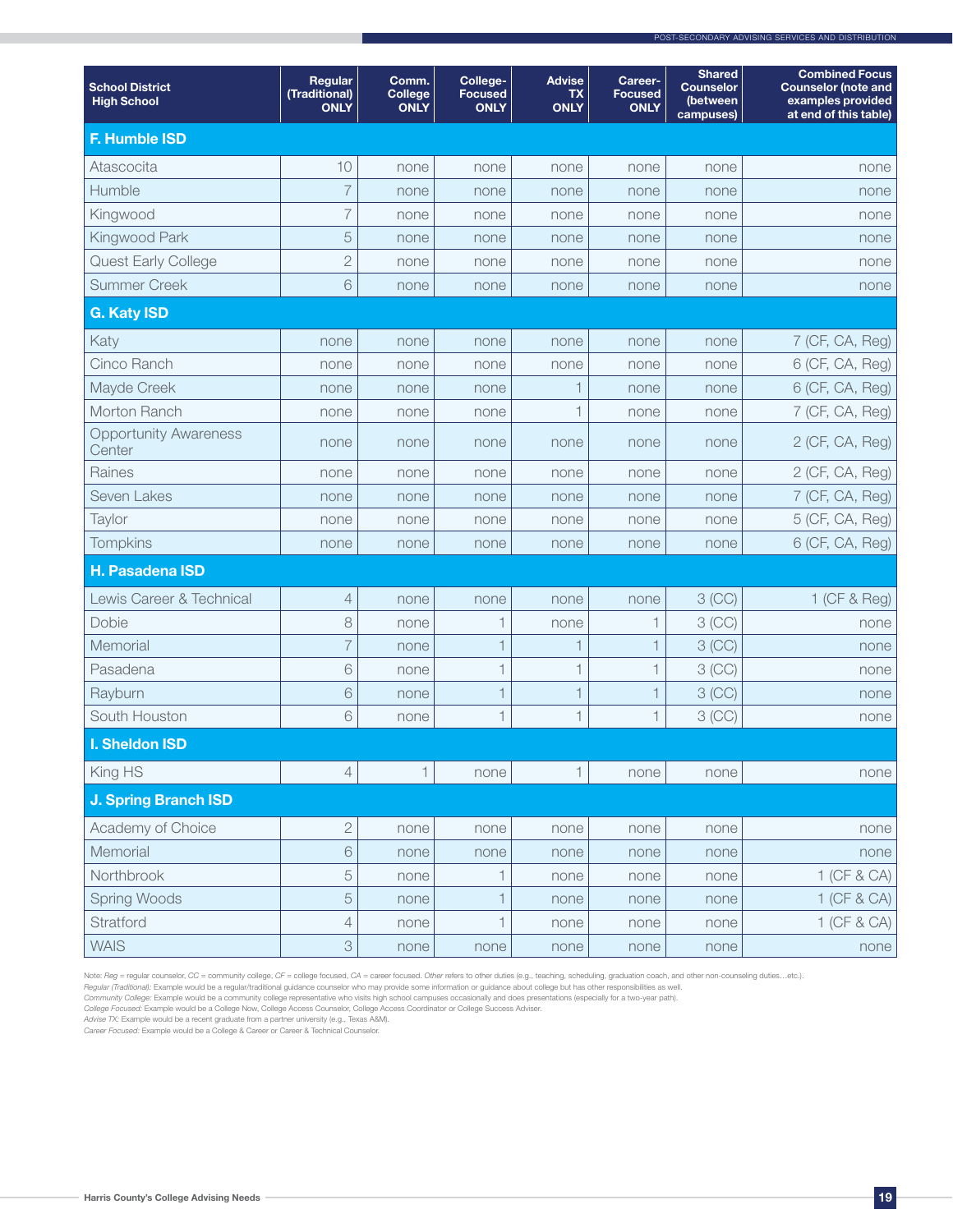| School District High School | Regular (Traditional) ONLY | Comm. College ONLY | College-Focused ONLY | Advise TX ONLY | Career-Focused ONLY | Shared Counselor (between campuses) | Combined Focus Counselor (note and examples provided at end of this table) |
|---|---|---|---|---|---|---|---|
| **F. Humble ISD** | | | | | | | |
| Atascocita | 10 | none | none | none | none | none | none |
| Humble | 7 | none | none | none | none | none | none |
| Kingwood | 7 | none | none | none | none | none | none |
| Kingwood Park | 5 | none | none | none | none | none | none |
| Quest Early College | 2 | none | none | none | none | none | none |
| Summer Creek | 6 | none | none | none | none | none | none |
| **G. Katy ISD** | | | | | | | |
| Katy | none | none | none | none | none | none | 7 (CF, CA, Reg) |
| Cinco Ranch | none | none | none | none | none | none | 6 (CF, CA, Reg) |
| Mayde Creek | none | none | none | 1 | none | none | 6 (CF, CA, Reg) |
| Morton Ranch | none | none | none | 1 | none | none | 7 (CF, CA, Reg) |
| Opportunity Awareness Center | none | none | none | none | none | none | 2 (CF, CA, Reg) |
| Raines | none | none | none | none | none | none | 2 (CF, CA, Reg) |
| Seven Lakes | none | none | none | none | none | none | 7 (CF, CA, Reg) |
| Taylor | none | none | none | none | none | none | 5 (CF, CA, Reg) |
| Tompkins | none | none | none | none | none | none | 6 (CF, CA, Reg) |
| **H. Pasadena ISD** | | | | | | | |
| Lewis Career & Technical | 4 | none | none | none | none | 3 (CC) | 1 (CF & Reg) |
| Dobie | 8 | none | 1 | none | 1 | 3 (CC) | none |
| Memorial | 7 | none | 1 | 1 | 1 | 3 (CC) | none |
| Pasadena | 6 | none | 1 | 1 | 1 | 3 (CC) | none |
| Rayburn | 6 | none | 1 | 1 | 1 | 3 (CC) | none |
| South Houston | 6 | none | 1 | 1 | 1 | 3 (CC) | none |
| **I. Sheldon ISD** | | | | | | | |
| King HS | 4 | 1 | none | 1 | none | none | none |
| **J. Spring Branch ISD** | | | | | | | |
| Academy of Choice | 2 | none | none | none | none | none | none |
| Memorial | 6 | none | none | none | none | none | none |
| Northbrook | 5 | none | 1 | none | none | none | 1 (CF & CA) |
| Spring Woods | 5 | none | 1 | none | none | none | 1 (CF & CA) |
| Stratford | 4 | none | 1 | none | none | none | 1 (CF & CA) |
| WAIS | 3 | none | none | none | none | none | none |

Note: *Reg* = regular counselor, *CC* = community college, *CF* = college focused, *CA* = career focused. *Other* refers to other duties (e.g., teaching, scheduling, graduation coach, and other non-counseling duties…etc.).
*Regular (Traditional):* Example would be a regular/traditional guidance counselor who may provide some information or guidance about college but has other responsibilities as well.
*Community College:* Example would be a community college representative who visits high school campuses occasionally and does presentations (especially for a two-year path).
*College Focused:* Example would be a College Now, College Access Counselor, College Access Coordinator or College Success Adviser.
*Advise TX:* Example would be a recent graduate from a partner university (e.g., Texas A&M).
*Career Focused:* Example would be a College & Career or Career & Technical Counselor.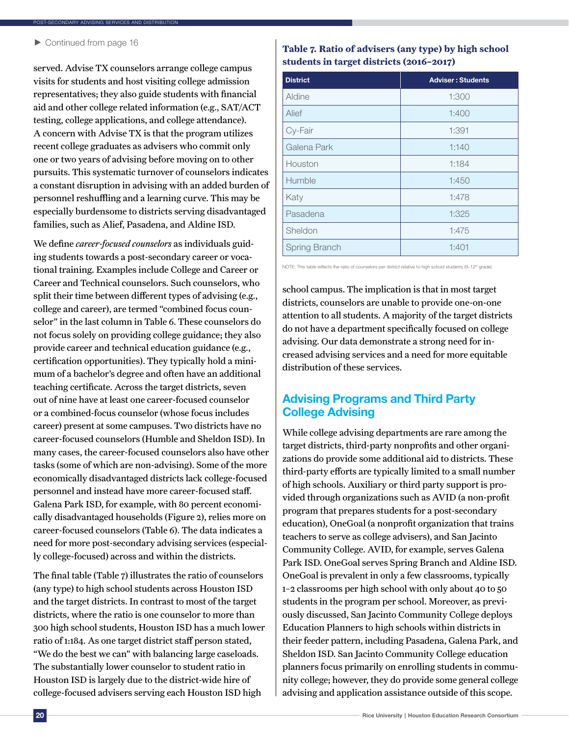▶ Continued from page 16

served. Advise TX counselors arrange college campus visits for students and host visiting college admission representatives; they also guide students with financial aid and other college related information (e.g., SAT/ACT testing, college applications, and college attendance). A concern with Advise TX is that the program utilizes recent college graduates as advisers who commit only one or two years of advising before moving on to other pursuits. This systematic turnover of counselors indicates a constant disruption in advising with an added burden of personnel reshuffling and a learning curve. This may be especially burdensome to districts serving disadvantaged families, such as Alief, Pasadena, and Aldine ISD.

We define *career-focused counselors* as individuals guiding students towards a post-secondary career or vocational training. Examples include College and Career or Career and Technical counselors. Such counselors, who split their time between different types of advising (e.g., college and career), are termed "combined focus counselor" in the last column in Table 6. These counselors do not focus solely on providing college guidance; they also provide career and technical education guidance (e.g., certification opportunities). They typically hold a minimum of a bachelor's degree and often have an additional teaching certificate. Across the target districts, seven out of nine have at least one career-focused counselor or a combined-focus counselor (whose focus includes career) present at some campuses. Two districts have no career-focused counselors (Humble and Sheldon ISD). In many cases, the career-focused counselors also have other tasks (some of which are non-advising). Some of the more economically disadvantaged districts lack college-focused personnel and instead have more career-focused staff. Galena Park ISD, for example, with 80 percent economically disadvantaged households (Figure 2), relies more on career-focused counselors (Table 6). The data indicates a need for more post-secondary advising services (especially college-focused) across and within the districts.

The final table (Table 7) illustrates the ratio of counselors (any type) to high school students across Houston ISD and the target districts. In contrast to most of the target districts, where the ratio is one counselor to more than 300 high school students, Houston ISD has a much lower ratio of 1:184. As one target district staff person stated, "We do the best we can" with balancing large caseloads. The substantially lower counselor to student ratio in Houston ISD is largely due to the district-wide hire of college-focused advisers serving each Houston ISD high school campus. The implication is that in most target districts, counselors are unable to provide one-on-one attention to all students. A majority of the target districts do not have a department specifically focused on college advising. Our data demonstrate a strong need for increased advising services and a need for more equitable distribution of these services.

**Table 7. Ratio of advisers (any type) by high school students in target districts (2016–2017)**

| District | Adviser : Students |
|---|---|
| Aldine | 1:300 |
| Alief | 1:400 |
| Cy-Fair | 1:391 |
| Galena Park | 1:140 |
| Houston | 1:184 |
| Humble | 1:450 |
| Katy | 1:478 |
| Pasadena | 1:325 |
| Sheldon | 1:475 |
| Spring Branch | 1:401 |

NOTE: This table reflects the ratio of counselors per district relative to high school students (9–12th grade).

## Advising Programs and Third Party College Advising

While college advising departments are rare among the target districts, third-party nonprofits and other organizations do provide some additional aid to districts. These third-party efforts are typically limited to a small number of high schools. Auxiliary or third party support is provided through organizations such as AVID (a non-profit program that prepares students for a post-secondary education), OneGoal (a nonprofit organization that trains teachers to serve as college advisers), and San Jacinto Community College. AVID, for example, serves Galena Park ISD. OneGoal serves Spring Branch and Aldine ISD. OneGoal is prevalent in only a few classrooms, typically 1–2 classrooms per high school with only about 40 to 50 students in the program per school. Moreover, as previously discussed, San Jacinto Community College deploys Education Planners to high schools within districts in their feeder pattern, including Pasadena, Galena Park, and Sheldon ISD. San Jacinto Community College education planners focus primarily on enrolling students in community college; however, they do provide some general college advising and application assistance outside of this scope.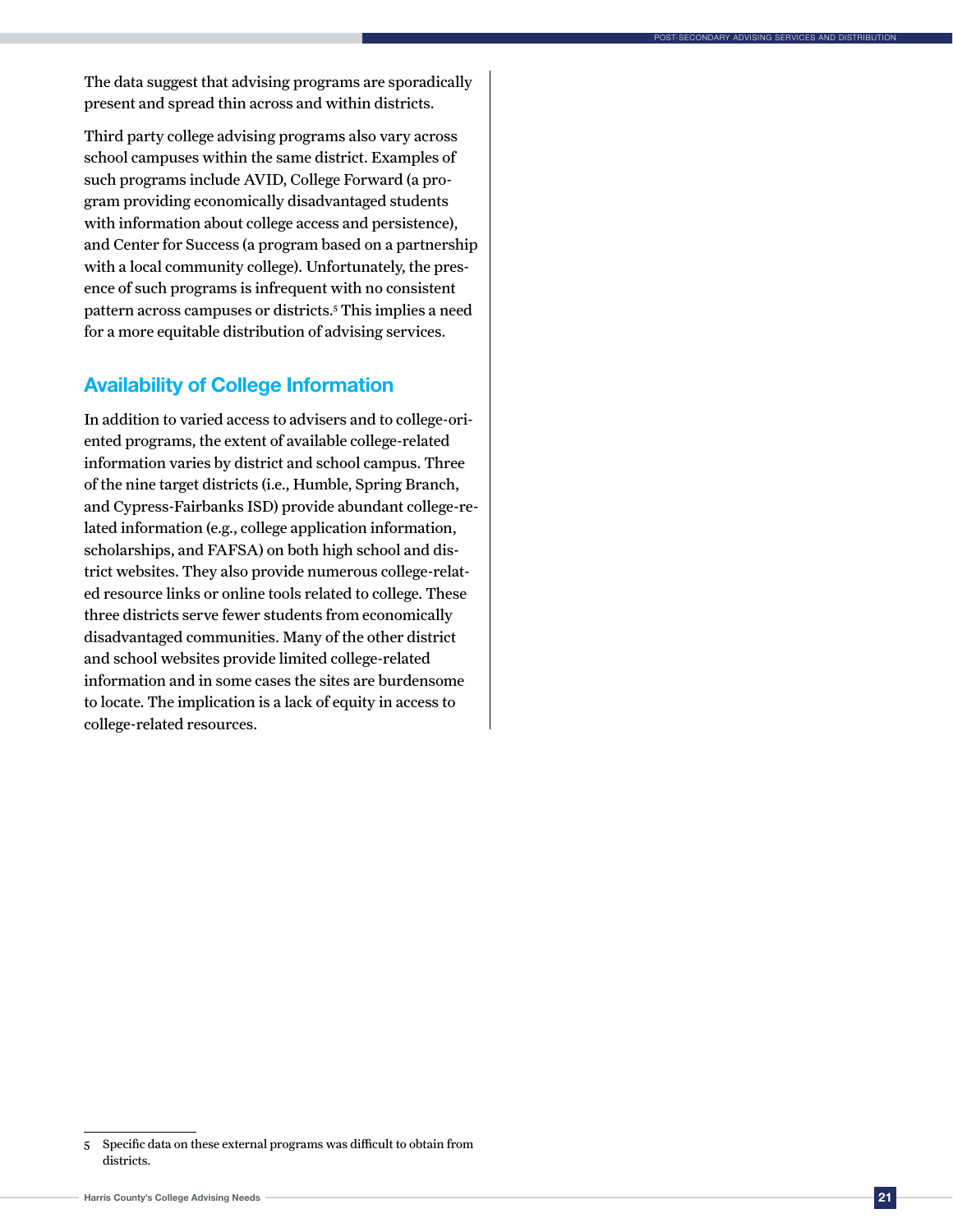The data suggest that advising programs are sporadically present and spread thin across and within districts.

Third party college advising programs also vary across school campuses within the same district. Examples of such programs include AVID, College Forward (a program providing economically disadvantaged students with information about college access and persistence), and Center for Success (a program based on a partnership with a local community college). Unfortunately, the presence of such programs is infrequent with no consistent pattern across campuses or districts.[5] This implies a need for a more equitable distribution of advising services.

## Availability of College Information

In addition to varied access to advisers and to college-oriented programs, the extent of available college-related information varies by district and school campus. Three of the nine target districts (i.e., Humble, Spring Branch, and Cypress-Fairbanks ISD) provide abundant college-related information (e.g., college application information, scholarships, and FAFSA) on both high school and district websites. They also provide numerous college-related resource links or online tools related to college. These three districts serve fewer students from economically disadvantaged communities. Many of the other district and school websites provide limited college-related information and in some cases the sites are burdensome to locate. The implication is a lack of equity in access to college-related resources.

---

5 Specific data on these external programs was difficult to obtain from districts.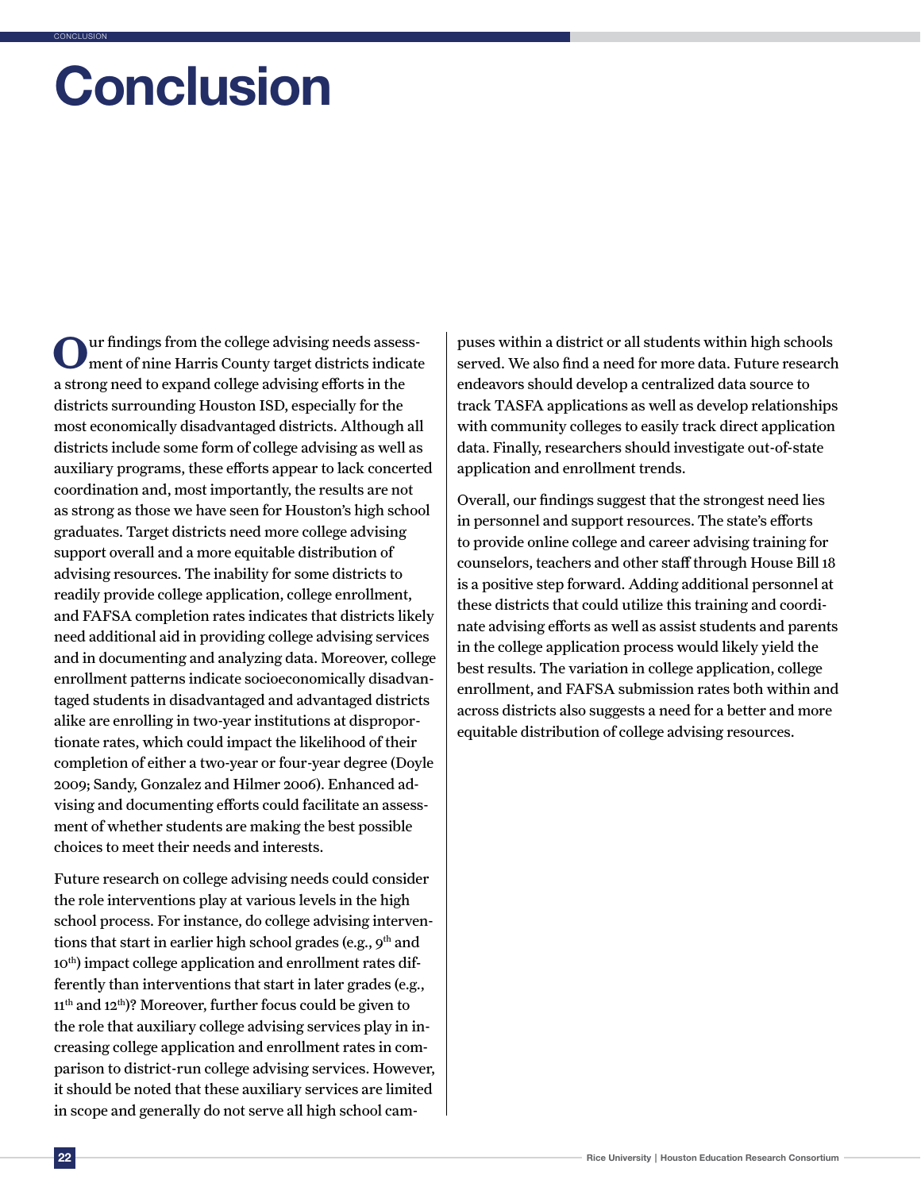# Conclusion

Our findings from the college advising needs assessment of nine Harris County target districts indicate a strong need to expand college advising efforts in the districts surrounding Houston ISD, especially for the most economically disadvantaged districts. Although all districts include some form of college advising as well as auxiliary programs, these efforts appear to lack concerted coordination and, most importantly, the results are not as strong as those we have seen for Houston's high school graduates. Target districts need more college advising support overall and a more equitable distribution of advising resources. The inability for some districts to readily provide college application, college enrollment, and FAFSA completion rates indicates that districts likely need additional aid in providing college advising services and in documenting and analyzing data. Moreover, college enrollment patterns indicate socioeconomically disadvantaged students in disadvantaged and advantaged districts alike are enrolling in two-year institutions at disproportionate rates, which could impact the likelihood of their completion of either a two-year or four-year degree (Doyle 2009; Sandy, Gonzalez and Hilmer 2006). Enhanced advising and documenting efforts could facilitate an assessment of whether students are making the best possible choices to meet their needs and interests.

Future research on college advising needs could consider the role interventions play at various levels in the high school process. For instance, do college advising interventions that start in earlier high school grades (e.g., 9th and 10th) impact college application and enrollment rates differently than interventions that start in later grades (e.g., 11th and 12th)? Moreover, further focus could be given to the role that auxiliary college advising services play in increasing college application and enrollment rates in comparison to district-run college advising services. However, it should be noted that these auxiliary services are limited in scope and generally do not serve all high school campuses within a district or all students within high schools served. We also find a need for more data. Future research endeavors should develop a centralized data source to track TASFA applications as well as develop relationships with community colleges to easily track direct application data. Finally, researchers should investigate out-of-state application and enrollment trends.

Overall, our findings suggest that the strongest need lies in personnel and support resources. The state's efforts to provide online college and career advising training for counselors, teachers and other staff through House Bill 18 is a positive step forward. Adding additional personnel at these districts that could utilize this training and coordinate advising efforts as well as assist students and parents in the college application process would likely yield the best results. The variation in college application, college enrollment, and FAFSA submission rates both within and across districts also suggests a need for a better and more equitable distribution of college advising resources.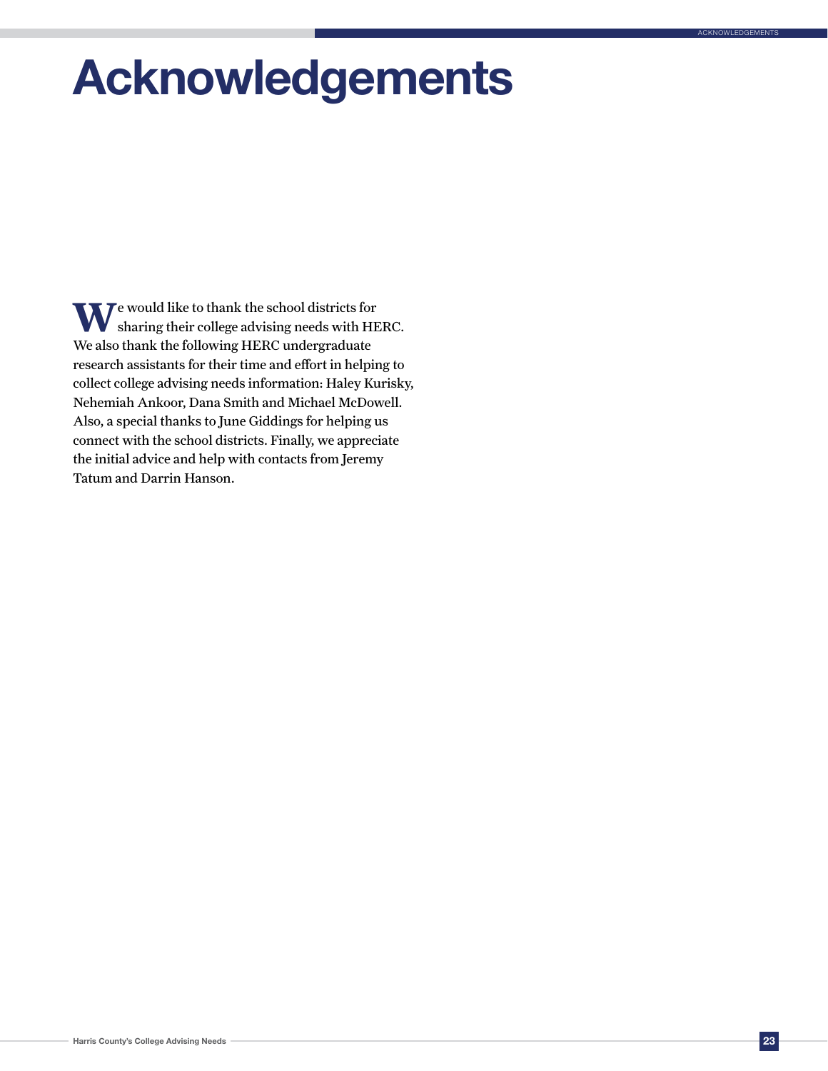# Acknowledgements

We would like to thank the school districts for sharing their college advising needs with HERC. We also thank the following HERC undergraduate research assistants for their time and effort in helping to collect college advising needs information: Haley Kurisky, Nehemiah Ankoor, Dana Smith and Michael McDowell. Also, a special thanks to June Giddings for helping us connect with the school districts. Finally, we appreciate the initial advice and help with contacts from Jeremy Tatum and Darrin Hanson.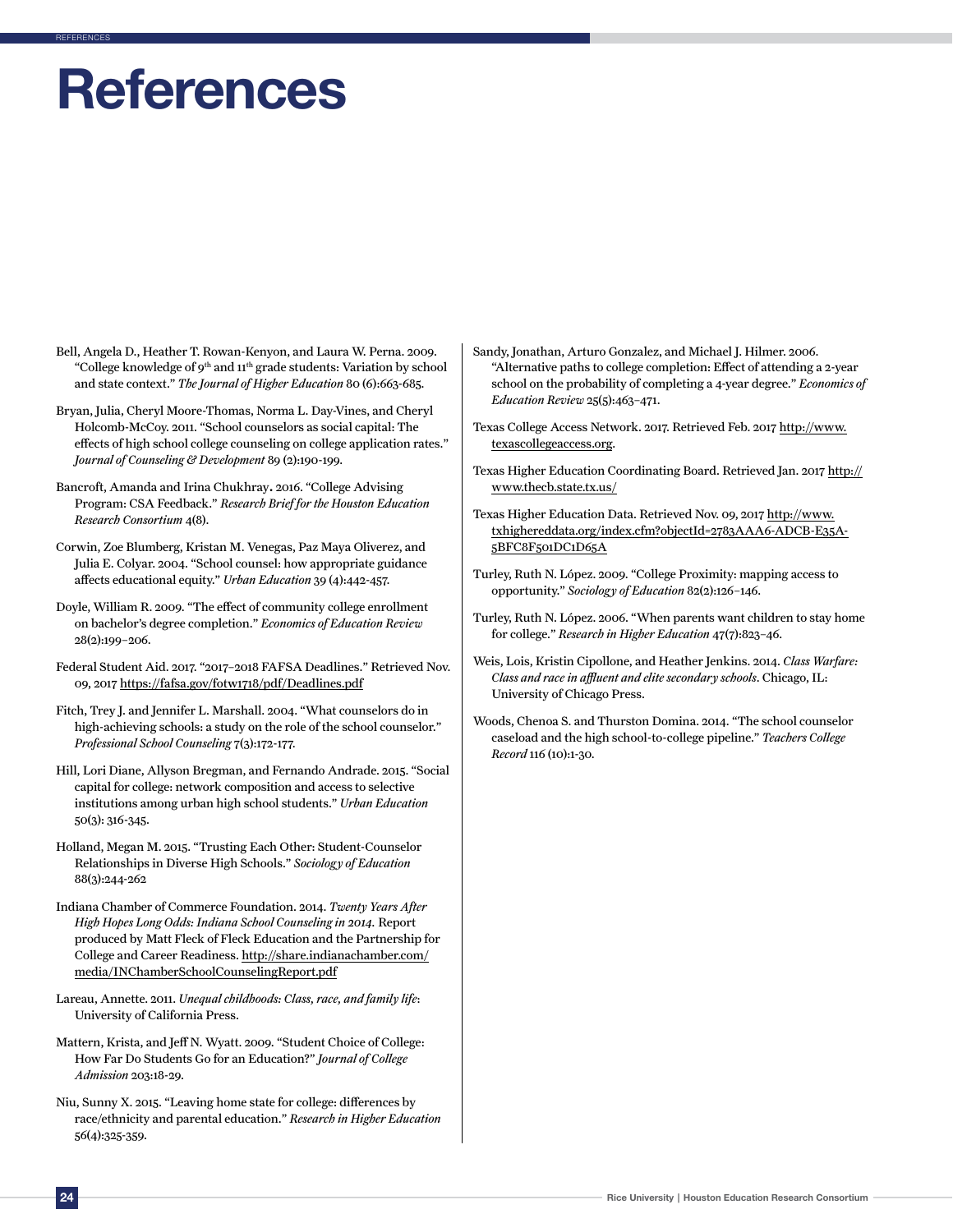# References

Bell, Angela D., Heather T. Rowan-Kenyon, and Laura W. Perna. 2009. "College knowledge of 9th and 11th grade students: Variation by school and state context." *The Journal of Higher Education* 80 (6):663-685.

Bryan, Julia, Cheryl Moore-Thomas, Norma L. Day-Vines, and Cheryl Holcomb-McCoy. 2011. "School counselors as social capital: The effects of high school college counseling on college application rates." *Journal of Counseling & Development* 89 (2):190-199.

Bancroft, Amanda and Irina Chukhray**.** 2016. "College Advising Program: CSA Feedback." *Research Brief for the Houston Education Research Consortium* 4(8).

Corwin, Zoe Blumberg, Kristan M. Venegas, Paz Maya Oliverez, and Julia E. Colyar. 2004. "School counsel: how appropriate guidance affects educational equity." *Urban Education* 39 (4):442-457.

Doyle, William R. 2009. "The effect of community college enrollment on bachelor's degree completion." *Economics of Education Review* 28(2):199–206.

Federal Student Aid. 2017. "2017–2018 FAFSA Deadlines." Retrieved Nov. 09, 2017 https://fafsa.gov/fotw1718/pdf/Deadlines.pdf

Fitch, Trey J. and Jennifer L. Marshall. 2004. "What counselors do in high-achieving schools: a study on the role of the school counselor." *Professional School Counseling* 7(3):172-177.

Hill, Lori Diane, Allyson Bregman, and Fernando Andrade. 2015. "Social capital for college: network composition and access to selective institutions among urban high school students." *Urban Education* 50(3): 316-345.

Holland, Megan M. 2015. "Trusting Each Other: Student-Counselor Relationships in Diverse High Schools." *Sociology of Education* 88(3):244-262

Indiana Chamber of Commerce Foundation. 2014. *Twenty Years After High Hopes Long Odds: Indiana School Counseling in 2014.* Report produced by Matt Fleck of Fleck Education and the Partnership for College and Career Readiness. http://share.indianachamber.com/media/INChamberSchoolCounselingReport.pdf

Lareau, Annette. 2011. *Unequal childhoods: Class, race, and family life*: University of California Press.

Mattern, Krista, and Jeff N. Wyatt. 2009. "Student Choice of College: How Far Do Students Go for an Education?" *Journal of College Admission* 203:18-29.

Niu, Sunny X. 2015. "Leaving home state for college: differences by race/ethnicity and parental education." *Research in Higher Education* 56(4):325-359.

Sandy, Jonathan, Arturo Gonzalez, and Michael J. Hilmer. 2006. "Alternative paths to college completion: Effect of attending a 2-year school on the probability of completing a 4-year degree." *Economics of Education Review* 25(5):463–471.

Texas College Access Network. 2017. Retrieved Feb. 2017 http://www.texascollegeaccess.org.

Texas Higher Education Coordinating Board. Retrieved Jan. 2017 http://www.thecb.state.tx.us/

Texas Higher Education Data. Retrieved Nov. 09, 2017 http://www.txhighereddata.org/index.cfm?objectId=2783AAA6-ADCB-E35A-5BFC8F501DC1D65A

Turley, Ruth N. López. 2009. "College Proximity: mapping access to opportunity." *Sociology of Education* 82(2):126–146.

Turley, Ruth N. López. 2006. "When parents want children to stay home for college." *Research in Higher Education* 47(7):823–46.

Weis, Lois, Kristin Cipollone, and Heather Jenkins. 2014. *Class Warfare: Class and race in affluent and elite secondary schools*. Chicago, IL: University of Chicago Press.

Woods, Chenoa S. and Thurston Domina. 2014. "The school counselor caseload and the high school-to-college pipeline." *Teachers College Record* 116 (10):1-30.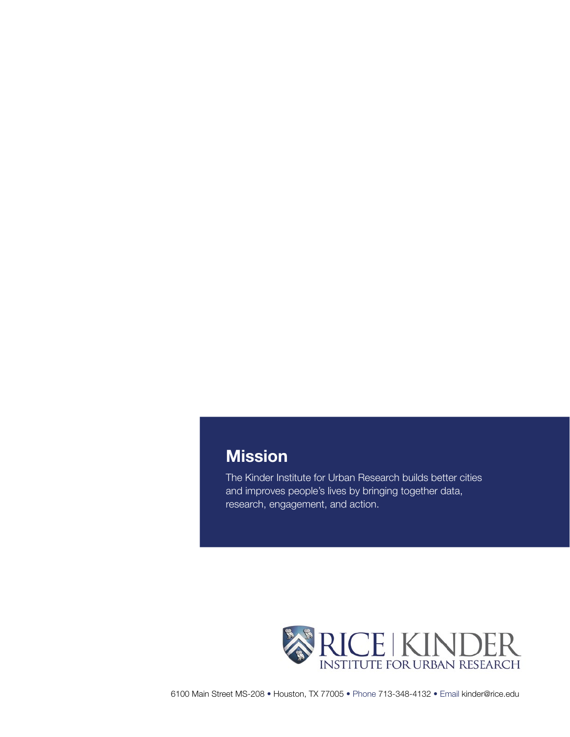## Mission

The Kinder Institute for Urban Research builds better cities and improves people's lives by bringing together data, research, engagement, and action.

RICE | KINDER
INSTITUTE FOR URBAN RESEARCH

6100 Main Street MS-208 • Houston, TX 77005 • Phone 713-348-4132 • Email kinder@rice.edu